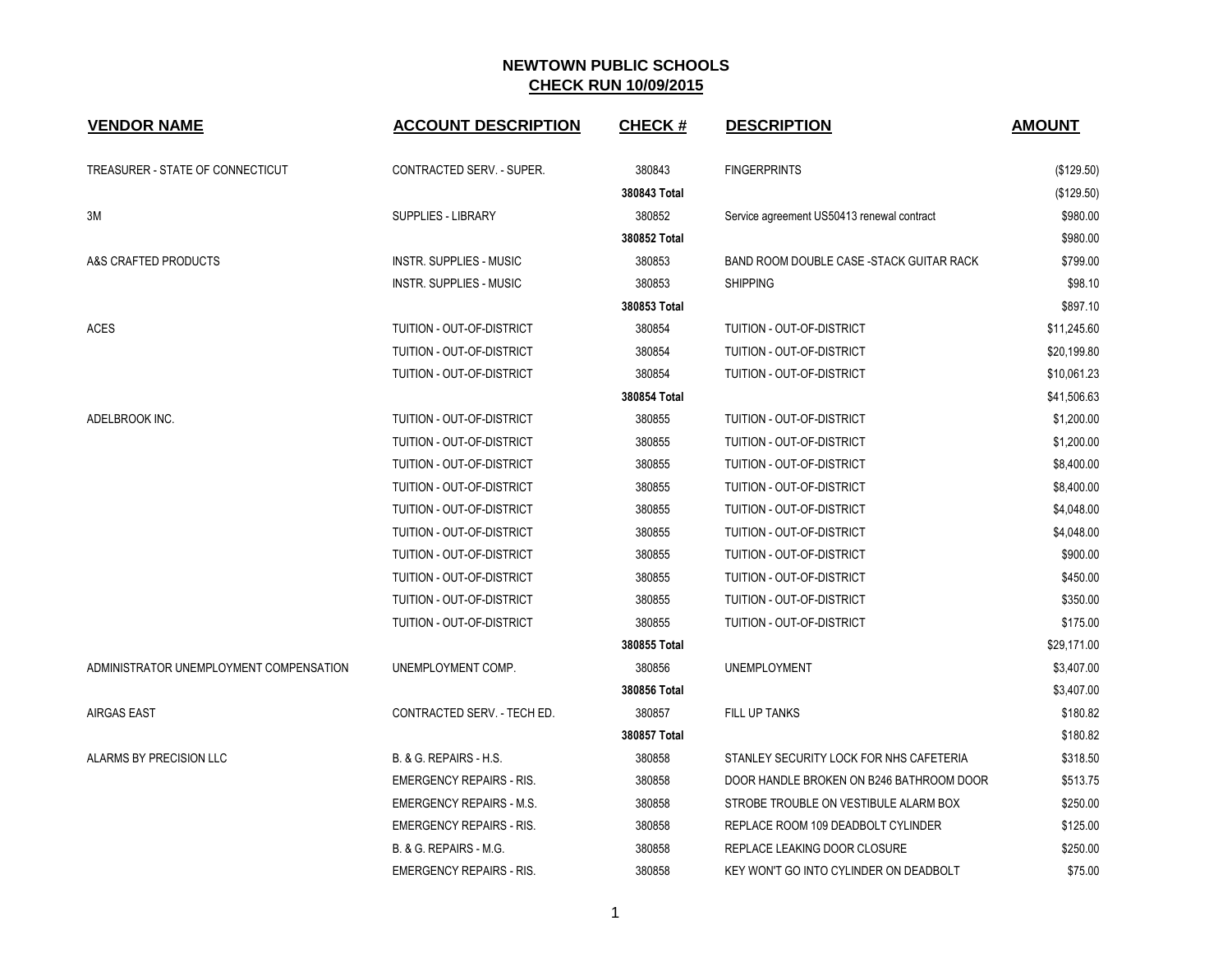# NEWTOWN PUBLIC SCHOOLS
## CHECK RUN 10/09/2015

| VENDOR NAME | ACCOUNT DESCRIPTION | CHECK # | DESCRIPTION | AMOUNT |
|---|---|---|---|---|
| TREASURER - STATE OF CONNECTICUT | CONTRACTED SERV. - SUPER. | 380843 | FINGERPRINTS | ($129.50) |
| | | **380843 Total** | | ($129.50) |
| 3M | SUPPLIES - LIBRARY | 380852 | Service agreement US50413 renewal contract | $980.00 |
| | | **380852 Total** | | $980.00 |
| A&S CRAFTED PRODUCTS | INSTR. SUPPLIES - MUSIC | 380853 | BAND ROOM DOUBLE CASE -STACK GUITAR RACK | $799.00 |
| | INSTR. SUPPLIES - MUSIC | 380853 | SHIPPING | $98.10 |
| | | **380853 Total** | | $897.10 |
| ACES | TUITION - OUT-OF-DISTRICT | 380854 | TUITION - OUT-OF-DISTRICT | $11,245.60 |
| | TUITION - OUT-OF-DISTRICT | 380854 | TUITION - OUT-OF-DISTRICT | $20,199.80 |
| | TUITION - OUT-OF-DISTRICT | 380854 | TUITION - OUT-OF-DISTRICT | $10,061.23 |
| | | **380854 Total** | | $41,506.63 |
| ADELBROOK INC. | TUITION - OUT-OF-DISTRICT | 380855 | TUITION - OUT-OF-DISTRICT | $1,200.00 |
| | TUITION - OUT-OF-DISTRICT | 380855 | TUITION - OUT-OF-DISTRICT | $1,200.00 |
| | TUITION - OUT-OF-DISTRICT | 380855 | TUITION - OUT-OF-DISTRICT | $8,400.00 |
| | TUITION - OUT-OF-DISTRICT | 380855 | TUITION - OUT-OF-DISTRICT | $8,400.00 |
| | TUITION - OUT-OF-DISTRICT | 380855 | TUITION - OUT-OF-DISTRICT | $4,048.00 |
| | TUITION - OUT-OF-DISTRICT | 380855 | TUITION - OUT-OF-DISTRICT | $4,048.00 |
| | TUITION - OUT-OF-DISTRICT | 380855 | TUITION - OUT-OF-DISTRICT | $900.00 |
| | TUITION - OUT-OF-DISTRICT | 380855 | TUITION - OUT-OF-DISTRICT | $450.00 |
| | TUITION - OUT-OF-DISTRICT | 380855 | TUITION - OUT-OF-DISTRICT | $350.00 |
| | TUITION - OUT-OF-DISTRICT | 380855 | TUITION - OUT-OF-DISTRICT | $175.00 |
| | | **380855 Total** | | $29,171.00 |
| ADMINISTRATOR UNEMPLOYMENT COMPENSATION | UNEMPLOYMENT COMP. | 380856 | UNEMPLOYMENT | $3,407.00 |
| | | **380856 Total** | | $3,407.00 |
| AIRGAS EAST | CONTRACTED SERV. - TECH ED. | 380857 | FILL UP TANKS | $180.82 |
| | | **380857 Total** | | $180.82 |
| ALARMS BY PRECISION LLC | B. & G. REPAIRS - H.S. | 380858 | STANLEY SECURITY LOCK FOR NHS CAFETERIA | $318.50 |
| | EMERGENCY REPAIRS - RIS. | 380858 | DOOR HANDLE BROKEN ON B246 BATHROOM DOOR | $513.75 |
| | EMERGENCY REPAIRS - M.S. | 380858 | STROBE TROUBLE ON VESTIBULE ALARM BOX | $250.00 |
| | EMERGENCY REPAIRS - RIS. | 380858 | REPLACE ROOM 109 DEADBOLT CYLINDER | $125.00 |
| | B. & G. REPAIRS - M.G. | 380858 | REPLACE LEAKING DOOR CLOSURE | $250.00 |
| | EMERGENCY REPAIRS - RIS. | 380858 | KEY WON'T GO INTO CYLINDER ON DEADBOLT | $75.00 |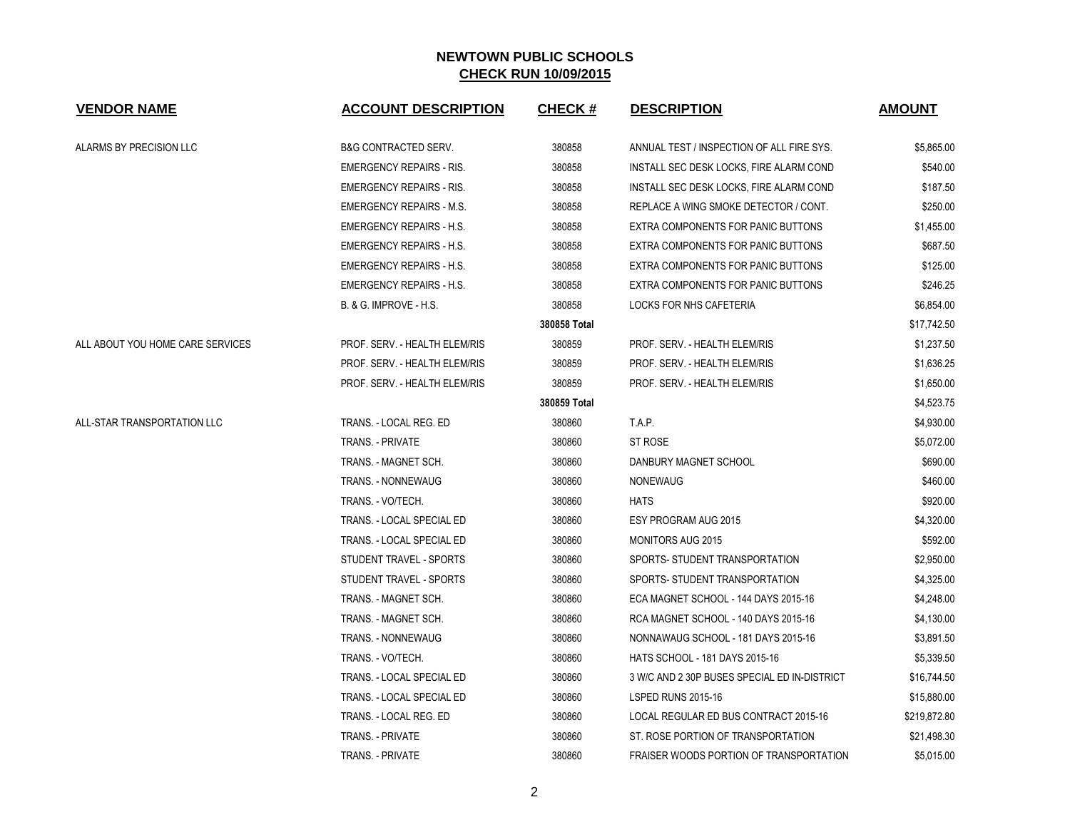# NEWTOWN PUBLIC SCHOOLS

## CHECK RUN 10/09/2015

| VENDOR NAME | ACCOUNT DESCRIPTION | CHECK # | DESCRIPTION | AMOUNT |
|---|---|---|---|---|
| ALARMS BY PRECISION LLC | B&G CONTRACTED SERV. | 380858 | ANNUAL TEST / INSPECTION OF ALL FIRE SYS. | $5,865.00 |
| | EMERGENCY REPAIRS - RIS. | 380858 | INSTALL SEC DESK LOCKS, FIRE ALARM COND | $540.00 |
| | EMERGENCY REPAIRS - RIS. | 380858 | INSTALL SEC DESK LOCKS, FIRE ALARM COND | $187.50 |
| | EMERGENCY REPAIRS - M.S. | 380858 | REPLACE A WING SMOKE DETECTOR / CONT. | $250.00 |
| | EMERGENCY REPAIRS - H.S. | 380858 | EXTRA COMPONENTS FOR PANIC BUTTONS | $1,455.00 |
| | EMERGENCY REPAIRS - H.S. | 380858 | EXTRA COMPONENTS FOR PANIC BUTTONS | $687.50 |
| | EMERGENCY REPAIRS - H.S. | 380858 | EXTRA COMPONENTS FOR PANIC BUTTONS | $125.00 |
| | EMERGENCY REPAIRS - H.S. | 380858 | EXTRA COMPONENTS FOR PANIC BUTTONS | $246.25 |
| | B. & G. IMPROVE - H.S. | 380858 | LOCKS FOR NHS CAFETERIA | $6,854.00 |
| | | **380858 Total** | | $17,742.50 |
| ALL ABOUT YOU HOME CARE SERVICES | PROF. SERV. - HEALTH ELEM/RIS | 380859 | PROF. SERV. - HEALTH ELEM/RIS | $1,237.50 |
| | PROF. SERV. - HEALTH ELEM/RIS | 380859 | PROF. SERV. - HEALTH ELEM/RIS | $1,636.25 |
| | PROF. SERV. - HEALTH ELEM/RIS | 380859 | PROF. SERV. - HEALTH ELEM/RIS | $1,650.00 |
| | | **380859 Total** | | $4,523.75 |
| ALL-STAR TRANSPORTATION LLC | TRANS. - LOCAL REG. ED | 380860 | T.A.P. | $4,930.00 |
| | TRANS. - PRIVATE | 380860 | ST ROSE | $5,072.00 |
| | TRANS. - MAGNET SCH. | 380860 | DANBURY MAGNET SCHOOL | $690.00 |
| | TRANS. - NONNEWAUG | 380860 | NONEWAUG | $460.00 |
| | TRANS. - VO/TECH. | 380860 | HATS | $920.00 |
| | TRANS. - LOCAL SPECIAL ED | 380860 | ESY PROGRAM AUG 2015 | $4,320.00 |
| | TRANS. - LOCAL SPECIAL ED | 380860 | MONITORS AUG 2015 | $592.00 |
| | STUDENT TRAVEL - SPORTS | 380860 | SPORTS- STUDENT TRANSPORTATION | $2,950.00 |
| | STUDENT TRAVEL - SPORTS | 380860 | SPORTS- STUDENT TRANSPORTATION | $4,325.00 |
| | TRANS. - MAGNET SCH. | 380860 | ECA MAGNET SCHOOL - 144 DAYS 2015-16 | $4,248.00 |
| | TRANS. - MAGNET SCH. | 380860 | RCA MAGNET SCHOOL - 140 DAYS 2015-16 | $4,130.00 |
| | TRANS. - NONNEWAUG | 380860 | NONNAWAUG SCHOOL - 181 DAYS 2015-16 | $3,891.50 |
| | TRANS. - VO/TECH. | 380860 | HATS SCHOOL - 181 DAYS 2015-16 | $5,339.50 |
| | TRANS. - LOCAL SPECIAL ED | 380860 | 3 W/C AND 2 30P BUSES SPECIAL ED IN-DISTRICT | $16,744.50 |
| | TRANS. - LOCAL SPECIAL ED | 380860 | LSPED RUNS 2015-16 | $15,880.00 |
| | TRANS. - LOCAL REG. ED | 380860 | LOCAL REGULAR ED BUS CONTRACT 2015-16 | $219,872.80 |
| | TRANS. - PRIVATE | 380860 | ST. ROSE PORTION OF TRANSPORTATION | $21,498.30 |
| | TRANS. - PRIVATE | 380860 | FRAISER WOODS PORTION OF TRANSPORTATION | $5,015.00 |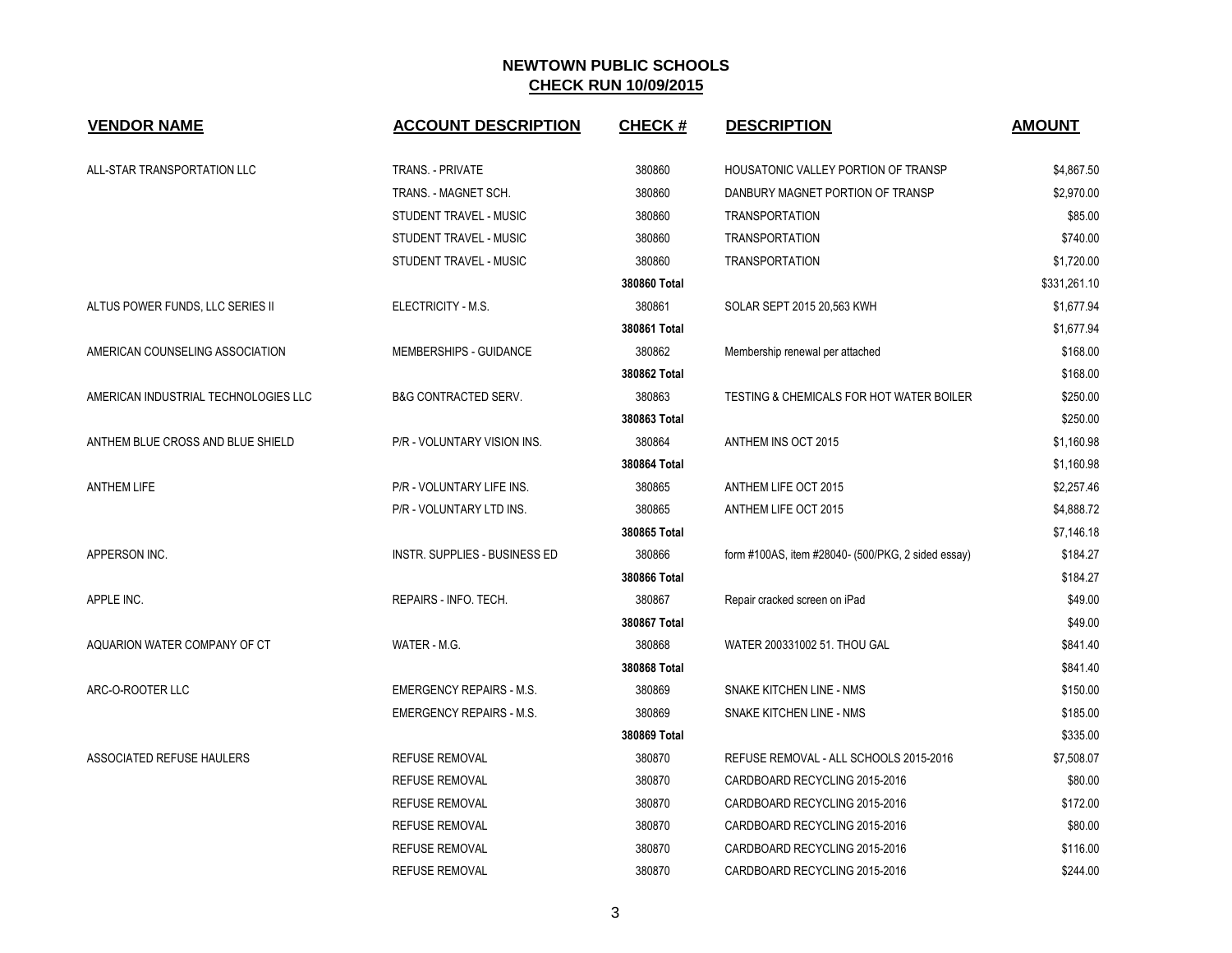# NEWTOWN PUBLIC SCHOOLS

## CHECK RUN 10/09/2015

| VENDOR NAME | ACCOUNT DESCRIPTION | CHECK # | DESCRIPTION | AMOUNT |
|---|---|---|---|---|
| ALL-STAR TRANSPORTATION LLC | TRANS. - PRIVATE | 380860 | HOUSATONIC VALLEY PORTION OF TRANSP | $4,867.50 |
| | TRANS. - MAGNET SCH. | 380860 | DANBURY MAGNET PORTION OF TRANSP | $2,970.00 |
| | STUDENT TRAVEL - MUSIC | 380860 | TRANSPORTATION | $85.00 |
| | STUDENT TRAVEL - MUSIC | 380860 | TRANSPORTATION | $740.00 |
| | STUDENT TRAVEL - MUSIC | 380860 | TRANSPORTATION | $1,720.00 |
| | | **380860 Total** | | $331,261.10 |
| ALTUS POWER FUNDS, LLC SERIES II | ELECTRICITY - M.S. | 380861 | SOLAR SEPT 2015 20,563 KWH | $1,677.94 |
| | | **380861 Total** | | $1,677.94 |
| AMERICAN COUNSELING ASSOCIATION | MEMBERSHIPS - GUIDANCE | 380862 | Membership renewal per attached | $168.00 |
| | | **380862 Total** | | $168.00 |
| AMERICAN INDUSTRIAL TECHNOLOGIES LLC | B&G CONTRACTED SERV. | 380863 | TESTING & CHEMICALS FOR HOT WATER BOILER | $250.00 |
| | | **380863 Total** | | $250.00 |
| ANTHEM BLUE CROSS AND BLUE SHIELD | P/R - VOLUNTARY VISION INS. | 380864 | ANTHEM INS OCT 2015 | $1,160.98 |
| | | **380864 Total** | | $1,160.98 |
| ANTHEM LIFE | P/R - VOLUNTARY LIFE INS. | 380865 | ANTHEM LIFE OCT 2015 | $2,257.46 |
| | P/R - VOLUNTARY LTD INS. | 380865 | ANTHEM LIFE OCT 2015 | $4,888.72 |
| | | **380865 Total** | | $7,146.18 |
| APPERSON INC. | INSTR. SUPPLIES - BUSINESS ED | 380866 | form #100AS, item #28040- (500/PKG, 2 sided essay) | $184.27 |
| | | **380866 Total** | | $184.27 |
| APPLE INC. | REPAIRS - INFO. TECH. | 380867 | Repair cracked screen on iPad | $49.00 |
| | | **380867 Total** | | $49.00 |
| AQUARION WATER COMPANY OF CT | WATER - M.G. | 380868 | WATER 200331002 51. THOU GAL | $841.40 |
| | | **380868 Total** | | $841.40 |
| ARC-O-ROOTER LLC | EMERGENCY REPAIRS - M.S. | 380869 | SNAKE KITCHEN LINE - NMS | $150.00 |
| | EMERGENCY REPAIRS - M.S. | 380869 | SNAKE KITCHEN LINE - NMS | $185.00 |
| | | **380869 Total** | | $335.00 |
| ASSOCIATED REFUSE HAULERS | REFUSE REMOVAL | 380870 | REFUSE REMOVAL - ALL SCHOOLS 2015-2016 | $7,508.07 |
| | REFUSE REMOVAL | 380870 | CARDBOARD RECYCLING 2015-2016 | $80.00 |
| | REFUSE REMOVAL | 380870 | CARDBOARD RECYCLING 2015-2016 | $172.00 |
| | REFUSE REMOVAL | 380870 | CARDBOARD RECYCLING 2015-2016 | $80.00 |
| | REFUSE REMOVAL | 380870 | CARDBOARD RECYCLING 2015-2016 | $116.00 |
| | REFUSE REMOVAL | 380870 | CARDBOARD RECYCLING 2015-2016 | $244.00 |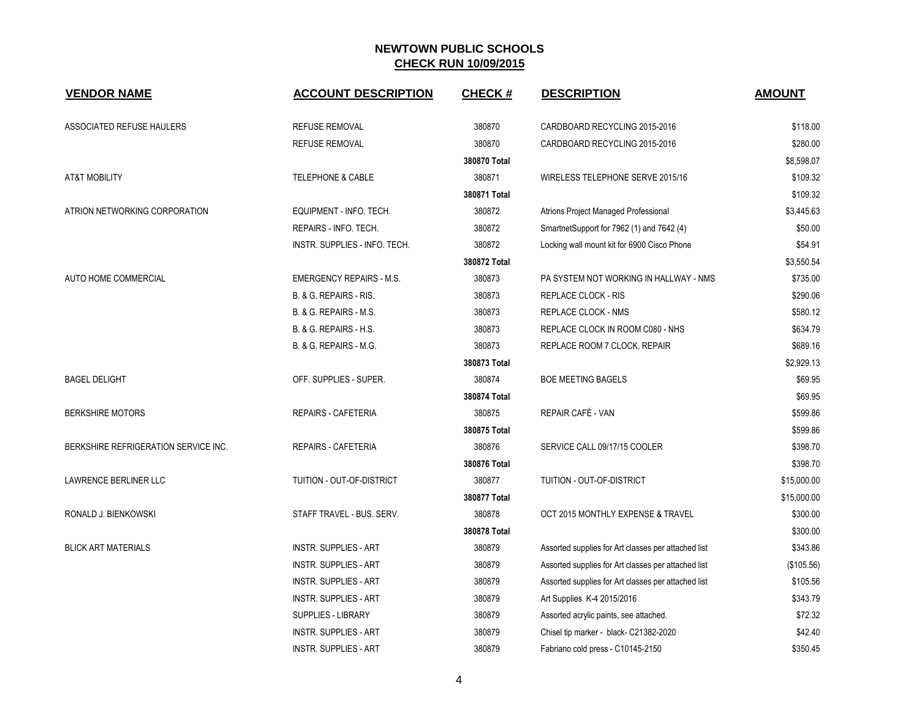## NEWTOWN PUBLIC SCHOOLS
## CHECK RUN 10/09/2015

| VENDOR NAME | ACCOUNT DESCRIPTION | CHECK # | DESCRIPTION | AMOUNT |
|---|---|---|---|---|
| ASSOCIATED REFUSE HAULERS | REFUSE REMOVAL | 380870 | CARDBOARD RECYCLING 2015-2016 | $118.00 |
| | REFUSE REMOVAL | 380870 | CARDBOARD RECYCLING 2015-2016 | $280.00 |
| | | **380870 Total** | | $8,598.07 |
| AT&T MOBILITY | TELEPHONE & CABLE | 380871 | WIRELESS TELEPHONE SERVE 2015/16 | $109.32 |
| | | **380871 Total** | | $109.32 |
| ATRION NETWORKING CORPORATION | EQUIPMENT - INFO. TECH. | 380872 | Atrions Project Managed Professional | $3,445.63 |
| | REPAIRS - INFO. TECH. | 380872 | SmartnetSupport for 7962 (1) and 7642 (4) | $50.00 |
| | INSTR. SUPPLIES - INFO. TECH. | 380872 | Locking wall mount kit for 6900 Cisco Phone | $54.91 |
| | | **380872 Total** | | $3,550.54 |
| AUTO HOME COMMERCIAL | EMERGENCY REPAIRS - M.S. | 380873 | PA SYSTEM NOT WORKING IN HALLWAY - NMS | $735.00 |
| | B. & G. REPAIRS - RIS. | 380873 | REPLACE CLOCK - RIS | $290.06 |
| | B. & G. REPAIRS - M.S. | 380873 | REPLACE CLOCK - NMS | $580.12 |
| | B. & G. REPAIRS - H.S. | 380873 | REPLACE CLOCK IN ROOM C080 - NHS | $634.79 |
| | B. & G. REPAIRS - M.G. | 380873 | REPLACE ROOM 7 CLOCK, REPAIR | $689.16 |
| | | **380873 Total** | | $2,929.13 |
| BAGEL DELIGHT | OFF. SUPPLIES - SUPER. | 380874 | BOE MEETING BAGELS | $69.95 |
| | | **380874 Total** | | $69.95 |
| BERKSHIRE MOTORS | REPAIRS - CAFETERIA | 380875 | REPAIR CAFÉ - VAN | $599.86 |
| | | **380875 Total** | | $599.86 |
| BERKSHIRE REFRIGERATION SERVICE INC. | REPAIRS - CAFETERIA | 380876 | SERVICE CALL 09/17/15 COOLER | $398.70 |
| | | **380876 Total** | | $398.70 |
| LAWRENCE BERLINER LLC | TUITION - OUT-OF-DISTRICT | 380877 | TUITION - OUT-OF-DISTRICT | $15,000.00 |
| | | **380877 Total** | | $15,000.00 |
| RONALD J. BIENKOWSKI | STAFF TRAVEL - BUS. SERV. | 380878 | OCT 2015 MONTHLY EXPENSE & TRAVEL | $300.00 |
| | | **380878 Total** | | $300.00 |
| BLICK ART MATERIALS | INSTR. SUPPLIES - ART | 380879 | Assorted supplies for Art classes per attached list | $343.86 |
| | INSTR. SUPPLIES - ART | 380879 | Assorted supplies for Art classes per attached list | ($105.56) |
| | INSTR. SUPPLIES - ART | 380879 | Assorted supplies for Art classes per attached list | $105.56 |
| | INSTR. SUPPLIES - ART | 380879 | Art Supplies K-4 2015/2016 | $343.79 |
| | SUPPLIES - LIBRARY | 380879 | Assorted acrylic paints, see attached. | $72.32 |
| | INSTR. SUPPLIES - ART | 380879 | Chisel tip marker - black- C21382-2020 | $42.40 |
| | INSTR. SUPPLIES - ART | 380879 | Fabriano cold press - C10145-2150 | $350.45 |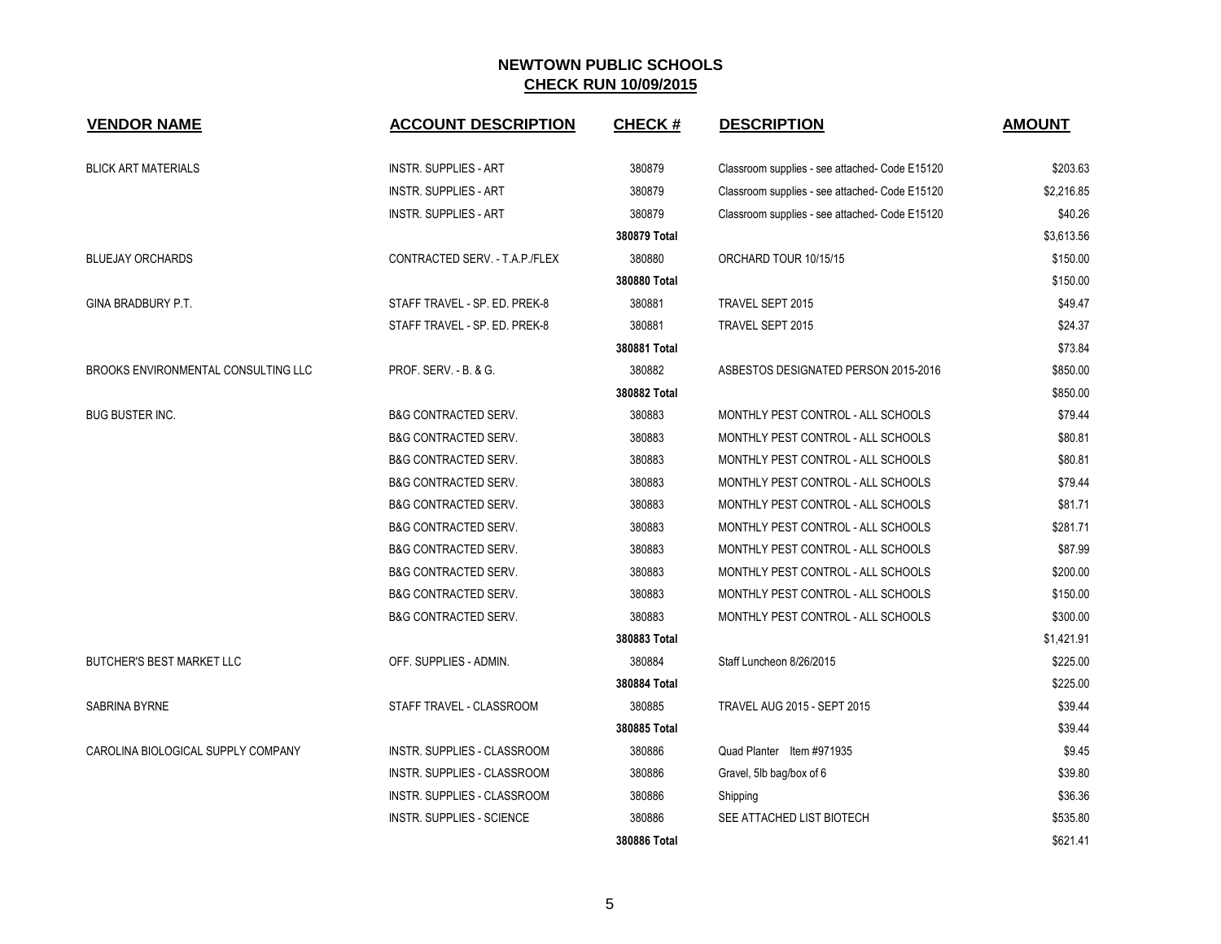# NEWTOWN PUBLIC SCHOOLS

## CHECK RUN 10/09/2015

| VENDOR NAME | ACCOUNT DESCRIPTION | CHECK # | DESCRIPTION | AMOUNT |
|---|---|---|---|---|
| BLICK ART MATERIALS | INSTR. SUPPLIES - ART | 380879 | Classroom supplies - see attached- Code E15120 | $203.63 |
| | INSTR. SUPPLIES - ART | 380879 | Classroom supplies - see attached- Code E15120 | $2,216.85 |
| | INSTR. SUPPLIES - ART | 380879 | Classroom supplies - see attached- Code E15120 | $40.26 |
| | | **380879 Total** | | $3,613.56 |
| BLUEJAY ORCHARDS | CONTRACTED SERV. - T.A.P./FLEX | 380880 | ORCHARD TOUR 10/15/15 | $150.00 |
| | | **380880 Total** | | $150.00 |
| GINA BRADBURY P.T. | STAFF TRAVEL - SP. ED. PREK-8 | 380881 | TRAVEL SEPT 2015 | $49.47 |
| | STAFF TRAVEL - SP. ED. PREK-8 | 380881 | TRAVEL SEPT 2015 | $24.37 |
| | | **380881 Total** | | $73.84 |
| BROOKS ENVIRONMENTAL CONSULTING LLC | PROF. SERV. - B. & G. | 380882 | ASBESTOS DESIGNATED PERSON 2015-2016 | $850.00 |
| | | **380882 Total** | | $850.00 |
| BUG BUSTER INC. | B&G CONTRACTED SERV. | 380883 | MONTHLY PEST CONTROL - ALL SCHOOLS | $79.44 |
| | B&G CONTRACTED SERV. | 380883 | MONTHLY PEST CONTROL - ALL SCHOOLS | $80.81 |
| | B&G CONTRACTED SERV. | 380883 | MONTHLY PEST CONTROL - ALL SCHOOLS | $80.81 |
| | B&G CONTRACTED SERV. | 380883 | MONTHLY PEST CONTROL - ALL SCHOOLS | $79.44 |
| | B&G CONTRACTED SERV. | 380883 | MONTHLY PEST CONTROL - ALL SCHOOLS | $81.71 |
| | B&G CONTRACTED SERV. | 380883 | MONTHLY PEST CONTROL - ALL SCHOOLS | $281.71 |
| | B&G CONTRACTED SERV. | 380883 | MONTHLY PEST CONTROL - ALL SCHOOLS | $87.99 |
| | B&G CONTRACTED SERV. | 380883 | MONTHLY PEST CONTROL - ALL SCHOOLS | $200.00 |
| | B&G CONTRACTED SERV. | 380883 | MONTHLY PEST CONTROL - ALL SCHOOLS | $150.00 |
| | B&G CONTRACTED SERV. | 380883 | MONTHLY PEST CONTROL - ALL SCHOOLS | $300.00 |
| | | **380883 Total** | | $1,421.91 |
| BUTCHER'S BEST MARKET LLC | OFF. SUPPLIES - ADMIN. | 380884 | Staff Luncheon 8/26/2015 | $225.00 |
| | | **380884 Total** | | $225.00 |
| SABRINA BYRNE | STAFF TRAVEL - CLASSROOM | 380885 | TRAVEL AUG 2015 - SEPT 2015 | $39.44 |
| | | **380885 Total** | | $39.44 |
| CAROLINA BIOLOGICAL SUPPLY COMPANY | INSTR. SUPPLIES - CLASSROOM | 380886 | Quad Planter Item #971935 | $9.45 |
| | INSTR. SUPPLIES - CLASSROOM | 380886 | Gravel, 5lb bag/box of 6 | $39.80 |
| | INSTR. SUPPLIES - CLASSROOM | 380886 | Shipping | $36.36 |
| | INSTR. SUPPLIES - SCIENCE | 380886 | SEE ATTACHED LIST BIOTECH | $535.80 |
| | | **380886 Total** | | $621.41 |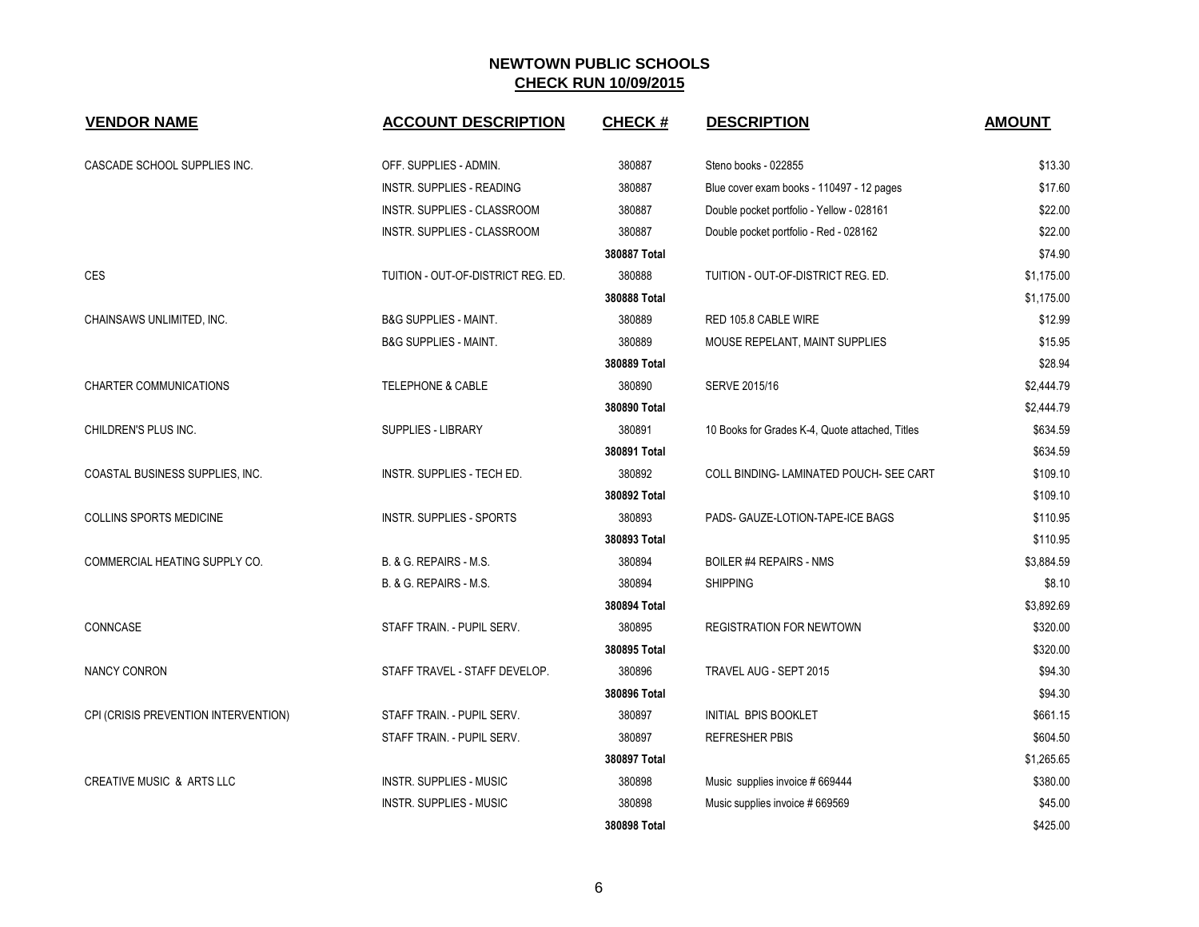## NEWTOWN PUBLIC SCHOOLS
## CHECK RUN 10/09/2015

| VENDOR NAME | ACCOUNT DESCRIPTION | CHECK # | DESCRIPTION | AMOUNT |
|---|---|---|---|---|
| CASCADE SCHOOL SUPPLIES INC. | OFF. SUPPLIES - ADMIN. | 380887 | Steno books - 022855 | $13.30 |
| | INSTR. SUPPLIES - READING | 380887 | Blue cover exam books - 110497 - 12 pages | $17.60 |
| | INSTR. SUPPLIES - CLASSROOM | 380887 | Double pocket portfolio - Yellow - 028161 | $22.00 |
| | INSTR. SUPPLIES - CLASSROOM | 380887 | Double pocket portfolio - Red - 028162 | $22.00 |
| | | **380887 Total** | | $74.90 |
| CES | TUITION - OUT-OF-DISTRICT REG. ED. | 380888 | TUITION - OUT-OF-DISTRICT REG. ED. | $1,175.00 |
| | | **380888 Total** | | $1,175.00 |
| CHAINSAWS UNLIMITED, INC. | B&G SUPPLIES - MAINT. | 380889 | RED 105.8 CABLE WIRE | $12.99 |
| | B&G SUPPLIES - MAINT. | 380889 | MOUSE REPELANT, MAINT SUPPLIES | $15.95 |
| | | **380889 Total** | | $28.94 |
| CHARTER COMMUNICATIONS | TELEPHONE & CABLE | 380890 | SERVE 2015/16 | $2,444.79 |
| | | **380890 Total** | | $2,444.79 |
| CHILDREN'S PLUS INC. | SUPPLIES - LIBRARY | 380891 | 10 Books for Grades K-4, Quote attached, Titles | $634.59 |
| | | **380891 Total** | | $634.59 |
| COASTAL BUSINESS SUPPLIES, INC. | INSTR. SUPPLIES - TECH ED. | 380892 | COLL BINDING- LAMINATED POUCH- SEE CART | $109.10 |
| | | **380892 Total** | | $109.10 |
| COLLINS SPORTS MEDICINE | INSTR. SUPPLIES - SPORTS | 380893 | PADS- GAUZE-LOTION-TAPE-ICE BAGS | $110.95 |
| | | **380893 Total** | | $110.95 |
| COMMERCIAL HEATING SUPPLY CO. | B. & G. REPAIRS - M.S. | 380894 | BOILER #4 REPAIRS - NMS | $3,884.59 |
| | B. & G. REPAIRS - M.S. | 380894 | SHIPPING | $8.10 |
| | | **380894 Total** | | $3,892.69 |
| CONNCASE | STAFF TRAIN. - PUPIL SERV. | 380895 | REGISTRATION FOR NEWTOWN | $320.00 |
| | | **380895 Total** | | $320.00 |
| NANCY CONRON | STAFF TRAVEL - STAFF DEVELOP. | 380896 | TRAVEL AUG - SEPT 2015 | $94.30 |
| | | **380896 Total** | | $94.30 |
| CPI (CRISIS PREVENTION INTERVENTION) | STAFF TRAIN. - PUPIL SERV. | 380897 | INITIAL BPIS BOOKLET | $661.15 |
| | STAFF TRAIN. - PUPIL SERV. | 380897 | REFRESHER PBIS | $604.50 |
| | | **380897 Total** | | $1,265.65 |
| CREATIVE MUSIC & ARTS LLC | INSTR. SUPPLIES - MUSIC | 380898 | Music supplies invoice # 669444 | $380.00 |
| | INSTR. SUPPLIES - MUSIC | 380898 | Music supplies invoice # 669569 | $45.00 |
| | | **380898 Total** | | $425.00 |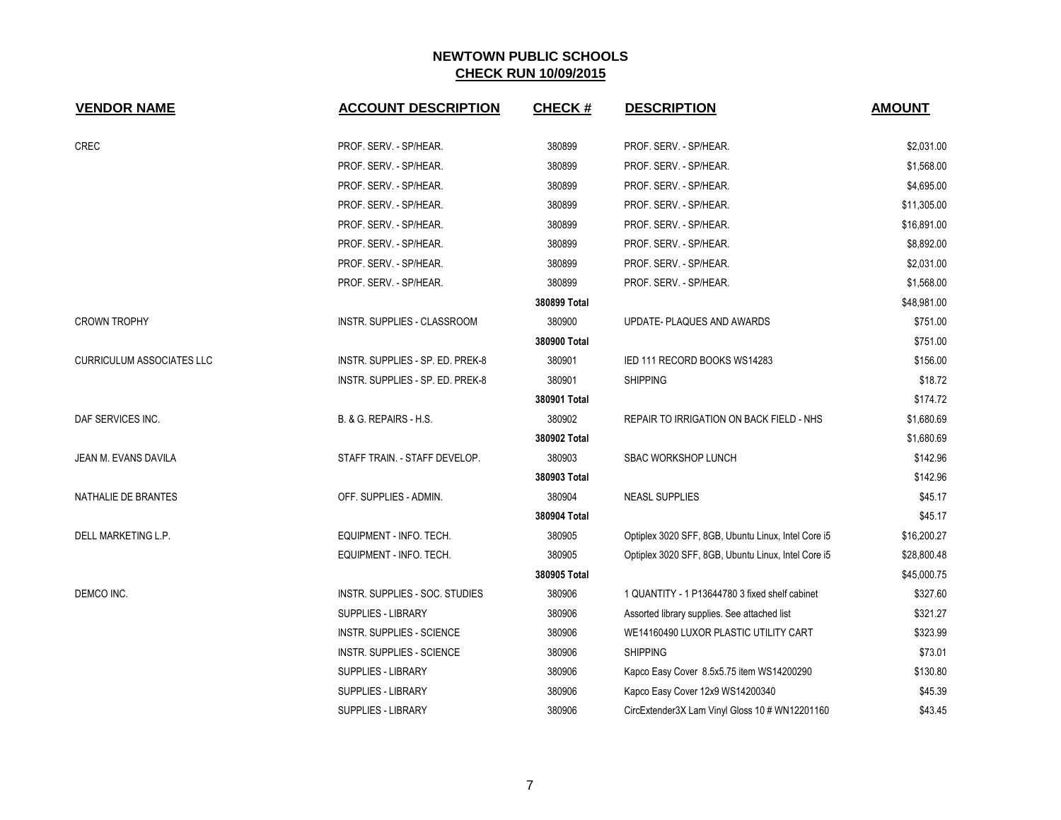# NEWTOWN PUBLIC SCHOOLS

## CHECK RUN 10/09/2015

| VENDOR NAME | ACCOUNT DESCRIPTION | CHECK # | DESCRIPTION | AMOUNT |
|---|---|---|---|---|
| CREC | PROF. SERV. - SP/HEAR. | 380899 | PROF. SERV. - SP/HEAR. | $2,031.00 |
| | PROF. SERV. - SP/HEAR. | 380899 | PROF. SERV. - SP/HEAR. | $1,568.00 |
| | PROF. SERV. - SP/HEAR. | 380899 | PROF. SERV. - SP/HEAR. | $4,695.00 |
| | PROF. SERV. - SP/HEAR. | 380899 | PROF. SERV. - SP/HEAR. | $11,305.00 |
| | PROF. SERV. - SP/HEAR. | 380899 | PROF. SERV. - SP/HEAR. | $16,891.00 |
| | PROF. SERV. - SP/HEAR. | 380899 | PROF. SERV. - SP/HEAR. | $8,892.00 |
| | PROF. SERV. - SP/HEAR. | 380899 | PROF. SERV. - SP/HEAR. | $2,031.00 |
| | PROF. SERV. - SP/HEAR. | 380899 | PROF. SERV. - SP/HEAR. | $1,568.00 |
| | | **380899 Total** | | $48,981.00 |
| CROWN TROPHY | INSTR. SUPPLIES - CLASSROOM | 380900 | UPDATE- PLAQUES AND AWARDS | $751.00 |
| | | **380900 Total** | | $751.00 |
| CURRICULUM ASSOCIATES LLC | INSTR. SUPPLIES - SP. ED. PREK-8 | 380901 | IED 111 RECORD BOOKS WS14283 | $156.00 |
| | INSTR. SUPPLIES - SP. ED. PREK-8 | 380901 | SHIPPING | $18.72 |
| | | **380901 Total** | | $174.72 |
| DAF SERVICES INC. | B. & G. REPAIRS - H.S. | 380902 | REPAIR TO IRRIGATION ON BACK FIELD - NHS | $1,680.69 |
| | | **380902 Total** | | $1,680.69 |
| JEAN M. EVANS DAVILA | STAFF TRAIN. - STAFF DEVELOP. | 380903 | SBAC WORKSHOP LUNCH | $142.96 |
| | | **380903 Total** | | $142.96 |
| NATHALIE DE BRANTES | OFF. SUPPLIES - ADMIN. | 380904 | NEASL SUPPLIES | $45.17 |
| | | **380904 Total** | | $45.17 |
| DELL MARKETING L.P. | EQUIPMENT - INFO. TECH. | 380905 | Optiplex 3020 SFF, 8GB, Ubuntu Linux, Intel Core i5 | $16,200.27 |
| | EQUIPMENT - INFO. TECH. | 380905 | Optiplex 3020 SFF, 8GB, Ubuntu Linux, Intel Core i5 | $28,800.48 |
| | | **380905 Total** | | $45,000.75 |
| DEMCO INC. | INSTR. SUPPLIES - SOC. STUDIES | 380906 | 1 QUANTITY - 1 P13644780 3 fixed shelf cabinet | $327.60 |
| | SUPPLIES - LIBRARY | 380906 | Assorted library supplies. See attached list | $321.27 |
| | INSTR. SUPPLIES - SCIENCE | 380906 | WE14160490 LUXOR PLASTIC UTILITY CART | $323.99 |
| | INSTR. SUPPLIES - SCIENCE | 380906 | SHIPPING | $73.01 |
| | SUPPLIES - LIBRARY | 380906 | Kapco Easy Cover 8.5x5.75 item WS14200290 | $130.80 |
| | SUPPLIES - LIBRARY | 380906 | Kapco Easy Cover 12x9 WS14200340 | $45.39 |
| | SUPPLIES - LIBRARY | 380906 | CircExtender3X Lam Vinyl Gloss 10 # WN12201160 | $43.45 |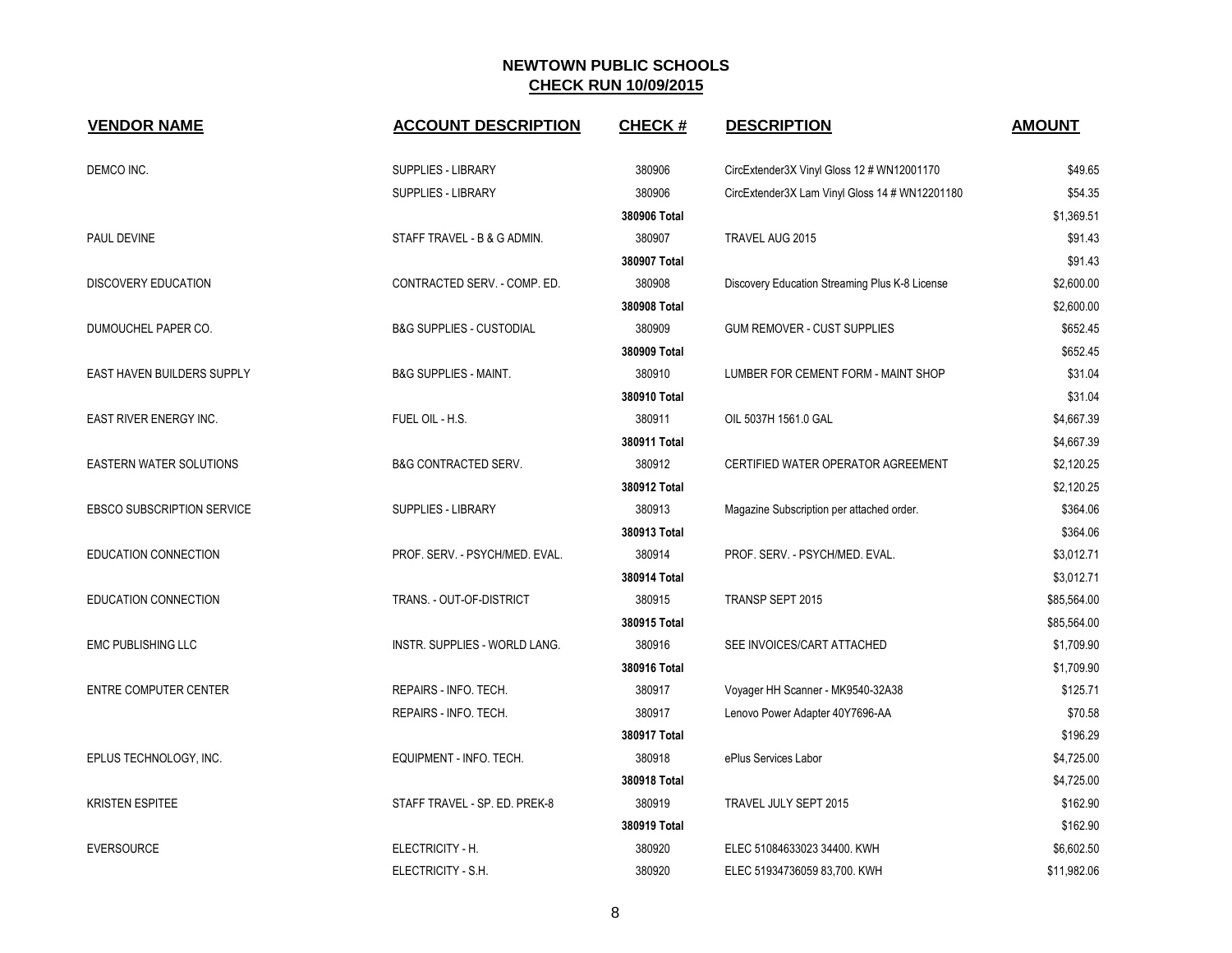## NEWTOWN PUBLIC SCHOOLS
**CHECK RUN 10/09/2015**

| VENDOR NAME | ACCOUNT DESCRIPTION | CHECK # | DESCRIPTION | AMOUNT |
|---|---|---|---|---|
| DEMCO INC. | SUPPLIES - LIBRARY | 380906 | CircExtender3X Vinyl Gloss 12 # WN12001170 | $49.65 |
| | SUPPLIES - LIBRARY | 380906 | CircExtender3X Lam Vinyl Gloss 14 # WN12201180 | $54.35 |
| | | **380906 Total** | | $1,369.51 |
| PAUL DEVINE | STAFF TRAVEL - B & G ADMIN. | 380907 | TRAVEL AUG 2015 | $91.43 |
| | | **380907 Total** | | $91.43 |
| DISCOVERY EDUCATION | CONTRACTED SERV. - COMP. ED. | 380908 | Discovery Education Streaming Plus K-8 License | $2,600.00 |
| | | **380908 Total** | | $2,600.00 |
| DUMOUCHEL PAPER CO. | B&G SUPPLIES - CUSTODIAL | 380909 | GUM REMOVER - CUST SUPPLIES | $652.45 |
| | | **380909 Total** | | $652.45 |
| EAST HAVEN BUILDERS SUPPLY | B&G SUPPLIES - MAINT. | 380910 | LUMBER FOR CEMENT FORM - MAINT SHOP | $31.04 |
| | | **380910 Total** | | $31.04 |
| EAST RIVER ENERGY INC. | FUEL OIL - H.S. | 380911 | OIL 5037H 1561.0 GAL | $4,667.39 |
| | | **380911 Total** | | $4,667.39 |
| EASTERN WATER SOLUTIONS | B&G CONTRACTED SERV. | 380912 | CERTIFIED WATER OPERATOR AGREEMENT | $2,120.25 |
| | | **380912 Total** | | $2,120.25 |
| EBSCO SUBSCRIPTION SERVICE | SUPPLIES - LIBRARY | 380913 | Magazine Subscription per attached order. | $364.06 |
| | | **380913 Total** | | $364.06 |
| EDUCATION CONNECTION | PROF. SERV. - PSYCH/MED. EVAL. | 380914 | PROF. SERV. - PSYCH/MED. EVAL. | $3,012.71 |
| | | **380914 Total** | | $3,012.71 |
| EDUCATION CONNECTION | TRANS. - OUT-OF-DISTRICT | 380915 | TRANSP SEPT 2015 | $85,564.00 |
| | | **380915 Total** | | $85,564.00 |
| EMC PUBLISHING LLC | INSTR. SUPPLIES - WORLD LANG. | 380916 | SEE INVOICES/CART ATTACHED | $1,709.90 |
| | | **380916 Total** | | $1,709.90 |
| ENTRE COMPUTER CENTER | REPAIRS - INFO. TECH. | 380917 | Voyager HH Scanner - MK9540-32A38 | $125.71 |
| | REPAIRS - INFO. TECH. | 380917 | Lenovo Power Adapter 40Y7696-AA | $70.58 |
| | | **380917 Total** | | $196.29 |
| EPLUS TECHNOLOGY, INC. | EQUIPMENT - INFO. TECH. | 380918 | ePlus Services Labor | $4,725.00 |
| | | **380918 Total** | | $4,725.00 |
| KRISTEN ESPITEE | STAFF TRAVEL - SP. ED. PREK-8 | 380919 | TRAVEL JULY SEPT 2015 | $162.90 |
| | | **380919 Total** | | $162.90 |
| EVERSOURCE | ELECTRICITY - H. | 380920 | ELEC 51084633023 34400. KWH | $6,602.50 |
| | ELECTRICITY - S.H. | 380920 | ELEC 51934736059 83,700. KWH | $11,982.06 |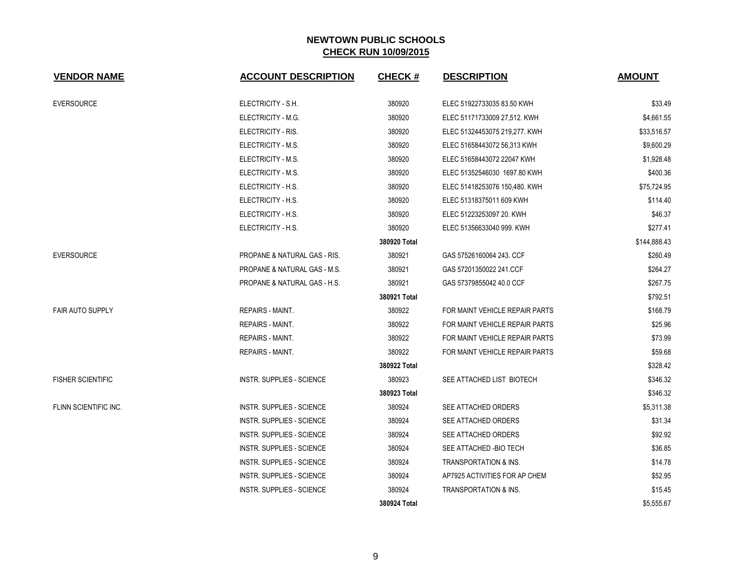# NEWTOWN PUBLIC SCHOOLS

## CHECK RUN 10/09/2015

| VENDOR NAME | ACCOUNT DESCRIPTION | CHECK # | DESCRIPTION | AMOUNT |
|---|---|---|---|---|
| EVERSOURCE | ELECTRICITY - S.H. | 380920 | ELEC 51922733035 83.50 KWH | $33.49 |
| | ELECTRICITY - M.G. | 380920 | ELEC 51171733009 27,512. KWH | $4,661.55 |
| | ELECTRICITY - RIS. | 380920 | ELEC 51324453075 219,277. KWH | $33,516.57 |
| | ELECTRICITY - M.S. | 380920 | ELEC 51658443072 56,313 KWH | $9,600.29 |
| | ELECTRICITY - M.S. | 380920 | ELEC 51658443072 22047 KWH | $1,928.48 |
| | ELECTRICITY - M.S. | 380920 | ELEC 51352546030 1697.80 KWH | $400.36 |
| | ELECTRICITY - H.S. | 380920 | ELEC 51418253076 150,480. KWH | $75,724.95 |
| | ELECTRICITY - H.S. | 380920 | ELEC 51318375011 609 KWH | $114.40 |
| | ELECTRICITY - H.S. | 380920 | ELEC 51223253097 20. KWH | $46.37 |
| | ELECTRICITY - H.S. | 380920 | ELEC 51356633040 999. KWH | $277.41 |
| | | **380920 Total** | | $144,888.43 |
| EVERSOURCE | PROPANE & NATURAL GAS - RIS. | 380921 | GAS 57526160064 243. CCF | $260.49 |
| | PROPANE & NATURAL GAS - M.S. | 380921 | GAS 57201350022 241.CCF | $264.27 |
| | PROPANE & NATURAL GAS - H.S. | 380921 | GAS 57379855042 40.0 CCF | $267.75 |
| | | **380921 Total** | | $792.51 |
| FAIR AUTO SUPPLY | REPAIRS - MAINT. | 380922 | FOR MAINT VEHICLE REPAIR PARTS | $168.79 |
| | REPAIRS - MAINT. | 380922 | FOR MAINT VEHICLE REPAIR PARTS | $25.96 |
| | REPAIRS - MAINT. | 380922 | FOR MAINT VEHICLE REPAIR PARTS | $73.99 |
| | REPAIRS - MAINT. | 380922 | FOR MAINT VEHICLE REPAIR PARTS | $59.68 |
| | | **380922 Total** | | $328.42 |
| FISHER SCIENTIFIC | INSTR. SUPPLIES - SCIENCE | 380923 | SEE ATTACHED LIST BIOTECH | $346.32 |
| | | **380923 Total** | | $346.32 |
| FLINN SCIENTIFIC INC. | INSTR. SUPPLIES - SCIENCE | 380924 | SEE ATTACHED ORDERS | $5,311.38 |
| | INSTR. SUPPLIES - SCIENCE | 380924 | SEE ATTACHED ORDERS | $31.34 |
| | INSTR. SUPPLIES - SCIENCE | 380924 | SEE ATTACHED ORDERS | $92.92 |
| | INSTR. SUPPLIES - SCIENCE | 380924 | SEE ATTACHED -BIO TECH | $36.85 |
| | INSTR. SUPPLIES - SCIENCE | 380924 | TRANSPORTATION & INS. | $14.78 |
| | INSTR. SUPPLIES - SCIENCE | 380924 | AP7925 ACTIVITIES FOR AP CHEM | $52.95 |
| | INSTR. SUPPLIES - SCIENCE | 380924 | TRANSPORTATION & INS. | $15.45 |
| | | **380924 Total** | | $5,555.67 |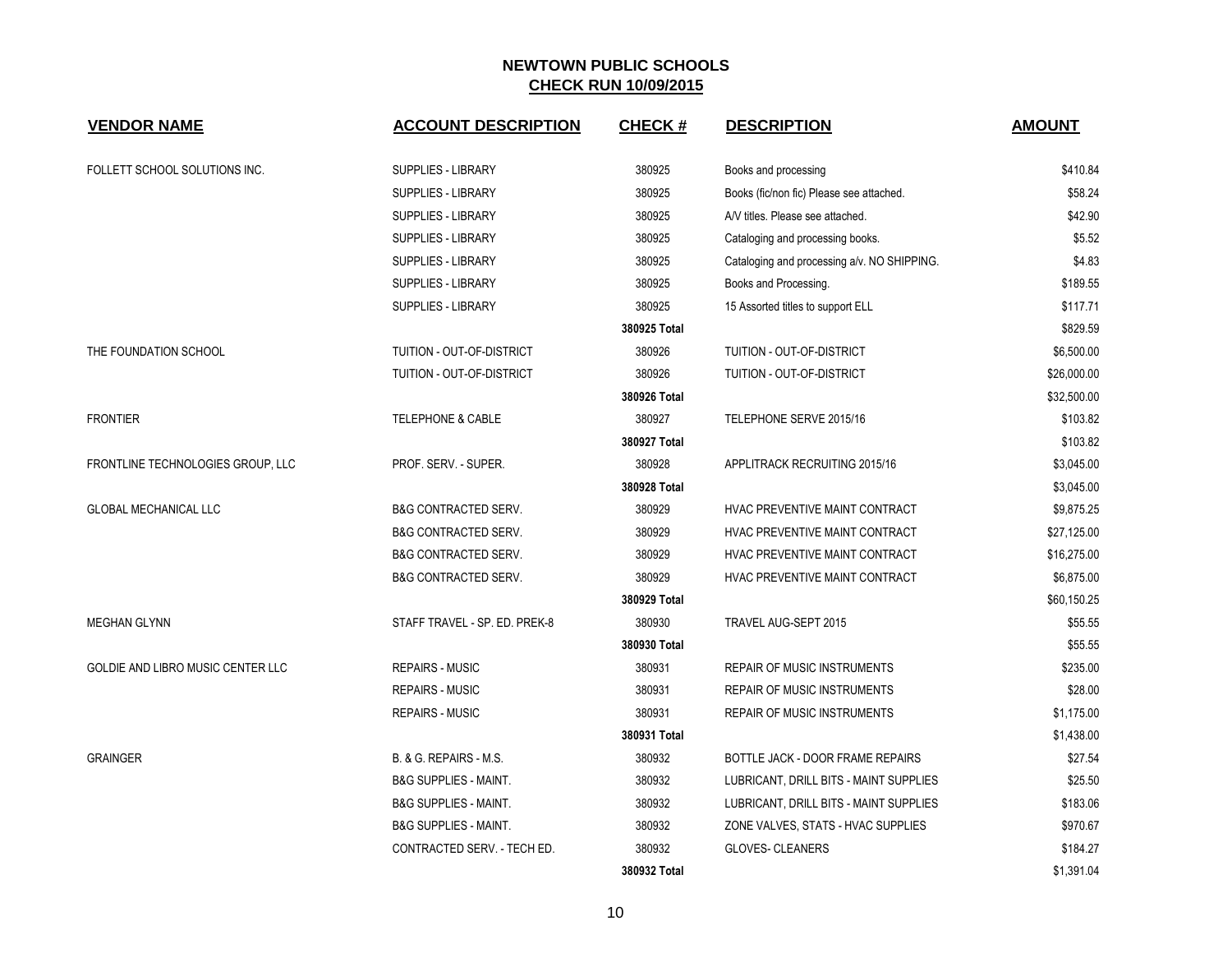# NEWTOWN PUBLIC SCHOOLS

## CHECK RUN 10/09/2015

| VENDOR NAME | ACCOUNT DESCRIPTION | CHECK # | DESCRIPTION | AMOUNT |
|---|---|---|---|---|
| FOLLETT SCHOOL SOLUTIONS INC. | SUPPLIES - LIBRARY | 380925 | Books and processing | $410.84 |
| | SUPPLIES - LIBRARY | 380925 | Books (fic/non fic) Please see attached. | $58.24 |
| | SUPPLIES - LIBRARY | 380925 | A/V titles. Please see attached. | $42.90 |
| | SUPPLIES - LIBRARY | 380925 | Cataloging and processing books. | $5.52 |
| | SUPPLIES - LIBRARY | 380925 | Cataloging and processing a/v. NO SHIPPING. | $4.83 |
| | SUPPLIES - LIBRARY | 380925 | Books and Processing. | $189.55 |
| | SUPPLIES - LIBRARY | 380925 | 15 Assorted titles to support ELL | $117.71 |
| | | **380925 Total** | | $829.59 |
| THE FOUNDATION SCHOOL | TUITION - OUT-OF-DISTRICT | 380926 | TUITION - OUT-OF-DISTRICT | $6,500.00 |
| | TUITION - OUT-OF-DISTRICT | 380926 | TUITION - OUT-OF-DISTRICT | $26,000.00 |
| | | **380926 Total** | | $32,500.00 |
| FRONTIER | TELEPHONE & CABLE | 380927 | TELEPHONE SERVE 2015/16 | $103.82 |
| | | **380927 Total** | | $103.82 |
| FRONTLINE TECHNOLOGIES GROUP, LLC | PROF. SERV. - SUPER. | 380928 | APPLITRACK RECRUITING 2015/16 | $3,045.00 |
| | | **380928 Total** | | $3,045.00 |
| GLOBAL MECHANICAL LLC | B&G CONTRACTED SERV. | 380929 | HVAC PREVENTIVE MAINT CONTRACT | $9,875.25 |
| | B&G CONTRACTED SERV. | 380929 | HVAC PREVENTIVE MAINT CONTRACT | $27,125.00 |
| | B&G CONTRACTED SERV. | 380929 | HVAC PREVENTIVE MAINT CONTRACT | $16,275.00 |
| | B&G CONTRACTED SERV. | 380929 | HVAC PREVENTIVE MAINT CONTRACT | $6,875.00 |
| | | **380929 Total** | | $60,150.25 |
| MEGHAN GLYNN | STAFF TRAVEL - SP. ED. PREK-8 | 380930 | TRAVEL AUG-SEPT 2015 | $55.55 |
| | | **380930 Total** | | $55.55 |
| GOLDIE AND LIBRO MUSIC CENTER LLC | REPAIRS - MUSIC | 380931 | REPAIR OF MUSIC INSTRUMENTS | $235.00 |
| | REPAIRS - MUSIC | 380931 | REPAIR OF MUSIC INSTRUMENTS | $28.00 |
| | REPAIRS - MUSIC | 380931 | REPAIR OF MUSIC INSTRUMENTS | $1,175.00 |
| | | **380931 Total** | | $1,438.00 |
| GRAINGER | B. & G. REPAIRS - M.S. | 380932 | BOTTLE JACK - DOOR FRAME REPAIRS | $27.54 |
| | B&G SUPPLIES - MAINT. | 380932 | LUBRICANT, DRILL BITS - MAINT SUPPLIES | $25.50 |
| | B&G SUPPLIES - MAINT. | 380932 | LUBRICANT, DRILL BITS - MAINT SUPPLIES | $183.06 |
| | B&G SUPPLIES - MAINT. | 380932 | ZONE VALVES, STATS - HVAC SUPPLIES | $970.67 |
| | CONTRACTED SERV. - TECH ED. | 380932 | GLOVES- CLEANERS | $184.27 |
| | | **380932 Total** | | $1,391.04 |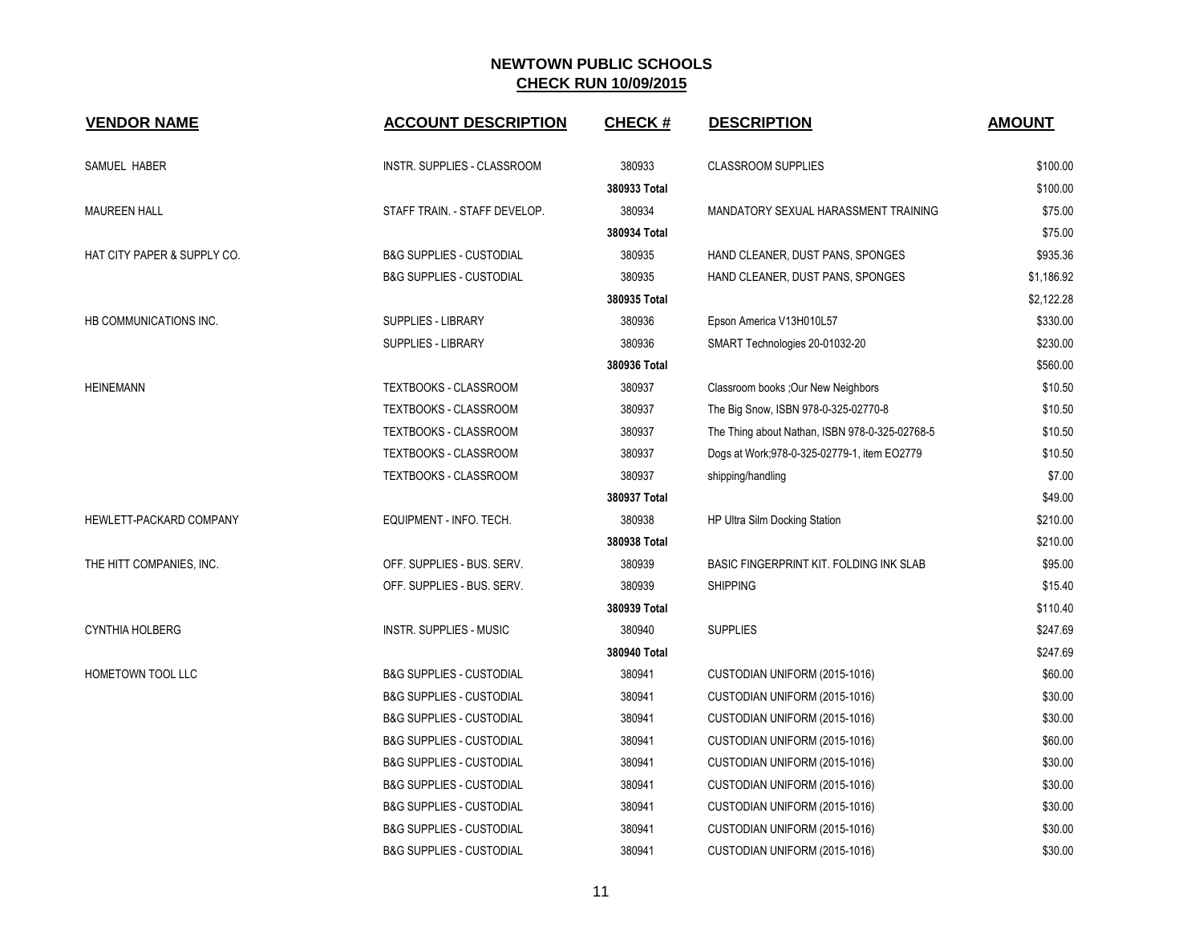# NEWTOWN PUBLIC SCHOOLS

## CHECK RUN 10/09/2015

| VENDOR NAME | ACCOUNT DESCRIPTION | CHECK # | DESCRIPTION | AMOUNT |
|---|---|---|---|---|
| SAMUEL HABER | INSTR. SUPPLIES - CLASSROOM | 380933 | CLASSROOM SUPPLIES | $100.00 |
| | | **380933 Total** | | $100.00 |
| MAUREEN HALL | STAFF TRAIN. - STAFF DEVELOP. | 380934 | MANDATORY SEXUAL HARASSMENT TRAINING | $75.00 |
| | | **380934 Total** | | $75.00 |
| HAT CITY PAPER & SUPPLY CO. | B&G SUPPLIES - CUSTODIAL | 380935 | HAND CLEANER, DUST PANS, SPONGES | $935.36 |
| | B&G SUPPLIES - CUSTODIAL | 380935 | HAND CLEANER, DUST PANS, SPONGES | $1,186.92 |
| | | **380935 Total** | | $2,122.28 |
| HB COMMUNICATIONS INC. | SUPPLIES - LIBRARY | 380936 | Epson America V13H010L57 | $330.00 |
| | SUPPLIES - LIBRARY | 380936 | SMART Technologies 20-01032-20 | $230.00 |
| | | **380936 Total** | | $560.00 |
| HEINEMANN | TEXTBOOKS - CLASSROOM | 380937 | Classroom books ;Our New Neighbors | $10.50 |
| | TEXTBOOKS - CLASSROOM | 380937 | The Big Snow, ISBN 978-0-325-02770-8 | $10.50 |
| | TEXTBOOKS - CLASSROOM | 380937 | The Thing about Nathan, ISBN 978-0-325-02768-5 | $10.50 |
| | TEXTBOOKS - CLASSROOM | 380937 | Dogs at Work;978-0-325-02779-1, item EO2779 | $10.50 |
| | TEXTBOOKS - CLASSROOM | 380937 | shipping/handling | $7.00 |
| | | **380937 Total** | | $49.00 |
| HEWLETT-PACKARD COMPANY | EQUIPMENT - INFO. TECH. | 380938 | HP Ultra Silm Docking Station | $210.00 |
| | | **380938 Total** | | $210.00 |
| THE HITT COMPANIES, INC. | OFF. SUPPLIES - BUS. SERV. | 380939 | BASIC FINGERPRINT KIT. FOLDING INK SLAB | $95.00 |
| | OFF. SUPPLIES - BUS. SERV. | 380939 | SHIPPING | $15.40 |
| | | **380939 Total** | | $110.40 |
| CYNTHIA HOLBERG | INSTR. SUPPLIES - MUSIC | 380940 | SUPPLIES | $247.69 |
| | | **380940 Total** | | $247.69 |
| HOMETOWN TOOL LLC | B&G SUPPLIES - CUSTODIAL | 380941 | CUSTODIAN UNIFORM (2015-1016) | $60.00 |
| | B&G SUPPLIES - CUSTODIAL | 380941 | CUSTODIAN UNIFORM (2015-1016) | $30.00 |
| | B&G SUPPLIES - CUSTODIAL | 380941 | CUSTODIAN UNIFORM (2015-1016) | $30.00 |
| | B&G SUPPLIES - CUSTODIAL | 380941 | CUSTODIAN UNIFORM (2015-1016) | $60.00 |
| | B&G SUPPLIES - CUSTODIAL | 380941 | CUSTODIAN UNIFORM (2015-1016) | $30.00 |
| | B&G SUPPLIES - CUSTODIAL | 380941 | CUSTODIAN UNIFORM (2015-1016) | $30.00 |
| | B&G SUPPLIES - CUSTODIAL | 380941 | CUSTODIAN UNIFORM (2015-1016) | $30.00 |
| | B&G SUPPLIES - CUSTODIAL | 380941 | CUSTODIAN UNIFORM (2015-1016) | $30.00 |
| | B&G SUPPLIES - CUSTODIAL | 380941 | CUSTODIAN UNIFORM (2015-1016) | $30.00 |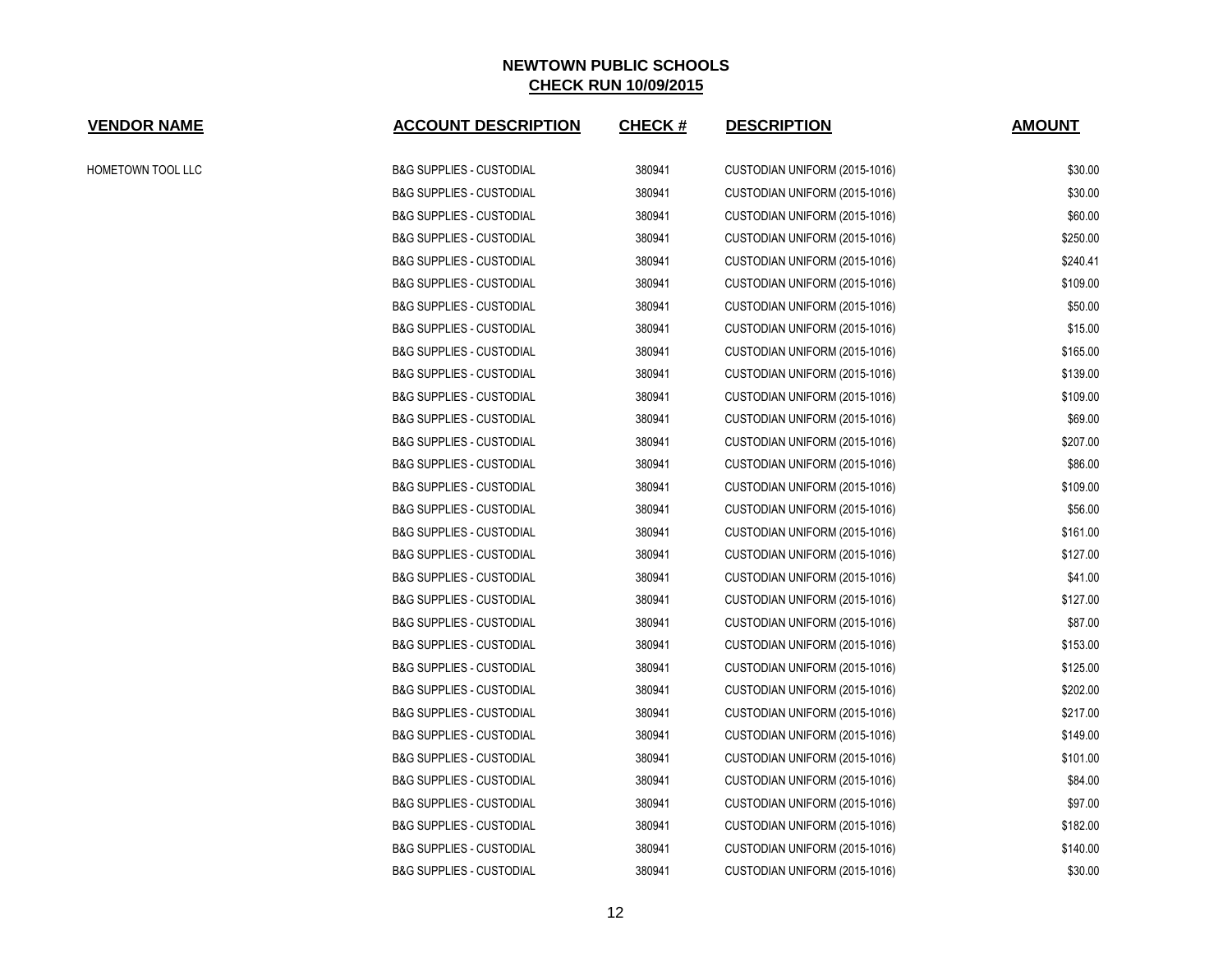# NEWTOWN PUBLIC SCHOOLS
## CHECK RUN 10/09/2015

| VENDOR NAME | ACCOUNT DESCRIPTION | CHECK # | DESCRIPTION | AMOUNT |
|---|---|---|---|---|
| HOMETOWN TOOL LLC | B&G SUPPLIES - CUSTODIAL | 380941 | CUSTODIAN UNIFORM (2015-1016) | $30.00 |
| | B&G SUPPLIES - CUSTODIAL | 380941 | CUSTODIAN UNIFORM (2015-1016) | $30.00 |
| | B&G SUPPLIES - CUSTODIAL | 380941 | CUSTODIAN UNIFORM (2015-1016) | $60.00 |
| | B&G SUPPLIES - CUSTODIAL | 380941 | CUSTODIAN UNIFORM (2015-1016) | $250.00 |
| | B&G SUPPLIES - CUSTODIAL | 380941 | CUSTODIAN UNIFORM (2015-1016) | $240.41 |
| | B&G SUPPLIES - CUSTODIAL | 380941 | CUSTODIAN UNIFORM (2015-1016) | $109.00 |
| | B&G SUPPLIES - CUSTODIAL | 380941 | CUSTODIAN UNIFORM (2015-1016) | $50.00 |
| | B&G SUPPLIES - CUSTODIAL | 380941 | CUSTODIAN UNIFORM (2015-1016) | $15.00 |
| | B&G SUPPLIES - CUSTODIAL | 380941 | CUSTODIAN UNIFORM (2015-1016) | $165.00 |
| | B&G SUPPLIES - CUSTODIAL | 380941 | CUSTODIAN UNIFORM (2015-1016) | $139.00 |
| | B&G SUPPLIES - CUSTODIAL | 380941 | CUSTODIAN UNIFORM (2015-1016) | $109.00 |
| | B&G SUPPLIES - CUSTODIAL | 380941 | CUSTODIAN UNIFORM (2015-1016) | $69.00 |
| | B&G SUPPLIES - CUSTODIAL | 380941 | CUSTODIAN UNIFORM (2015-1016) | $207.00 |
| | B&G SUPPLIES - CUSTODIAL | 380941 | CUSTODIAN UNIFORM (2015-1016) | $86.00 |
| | B&G SUPPLIES - CUSTODIAL | 380941 | CUSTODIAN UNIFORM (2015-1016) | $109.00 |
| | B&G SUPPLIES - CUSTODIAL | 380941 | CUSTODIAN UNIFORM (2015-1016) | $56.00 |
| | B&G SUPPLIES - CUSTODIAL | 380941 | CUSTODIAN UNIFORM (2015-1016) | $161.00 |
| | B&G SUPPLIES - CUSTODIAL | 380941 | CUSTODIAN UNIFORM (2015-1016) | $127.00 |
| | B&G SUPPLIES - CUSTODIAL | 380941 | CUSTODIAN UNIFORM (2015-1016) | $41.00 |
| | B&G SUPPLIES - CUSTODIAL | 380941 | CUSTODIAN UNIFORM (2015-1016) | $127.00 |
| | B&G SUPPLIES - CUSTODIAL | 380941 | CUSTODIAN UNIFORM (2015-1016) | $87.00 |
| | B&G SUPPLIES - CUSTODIAL | 380941 | CUSTODIAN UNIFORM (2015-1016) | $153.00 |
| | B&G SUPPLIES - CUSTODIAL | 380941 | CUSTODIAN UNIFORM (2015-1016) | $125.00 |
| | B&G SUPPLIES - CUSTODIAL | 380941 | CUSTODIAN UNIFORM (2015-1016) | $202.00 |
| | B&G SUPPLIES - CUSTODIAL | 380941 | CUSTODIAN UNIFORM (2015-1016) | $217.00 |
| | B&G SUPPLIES - CUSTODIAL | 380941 | CUSTODIAN UNIFORM (2015-1016) | $149.00 |
| | B&G SUPPLIES - CUSTODIAL | 380941 | CUSTODIAN UNIFORM (2015-1016) | $101.00 |
| | B&G SUPPLIES - CUSTODIAL | 380941 | CUSTODIAN UNIFORM (2015-1016) | $84.00 |
| | B&G SUPPLIES - CUSTODIAL | 380941 | CUSTODIAN UNIFORM (2015-1016) | $97.00 |
| | B&G SUPPLIES - CUSTODIAL | 380941 | CUSTODIAN UNIFORM (2015-1016) | $182.00 |
| | B&G SUPPLIES - CUSTODIAL | 380941 | CUSTODIAN UNIFORM (2015-1016) | $140.00 |
| | B&G SUPPLIES - CUSTODIAL | 380941 | CUSTODIAN UNIFORM (2015-1016) | $30.00 |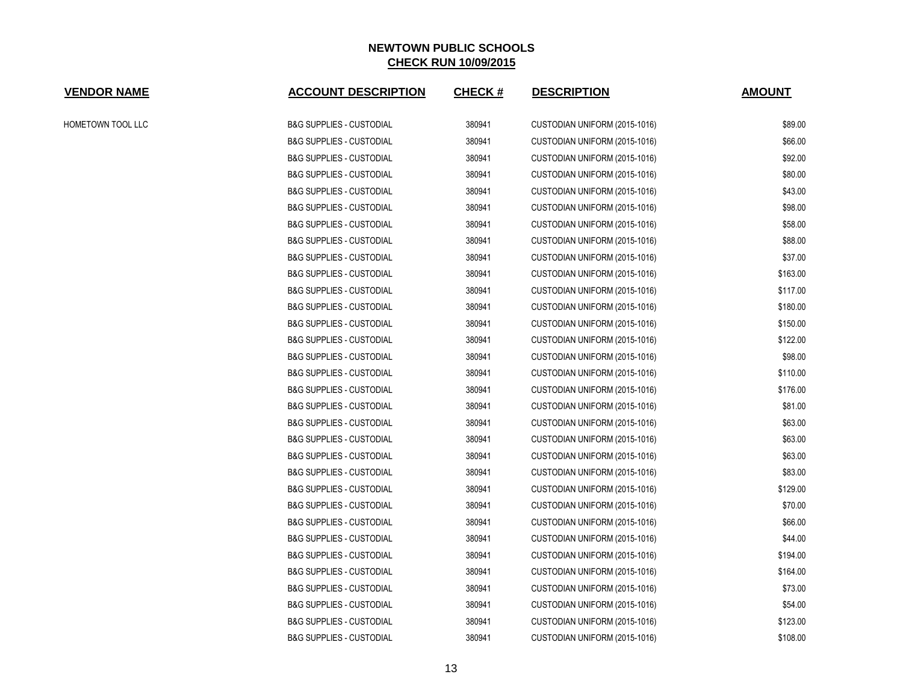**NEWTOWN PUBLIC SCHOOLS**
**CHECK RUN 10/09/2015**

| VENDOR NAME | ACCOUNT DESCRIPTION | CHECK # | DESCRIPTION | AMOUNT |
|---|---|---|---|---|
| HOMETOWN TOOL LLC | B&G SUPPLIES - CUSTODIAL | 380941 | CUSTODIAN UNIFORM (2015-1016) | $89.00 |
| | B&G SUPPLIES - CUSTODIAL | 380941 | CUSTODIAN UNIFORM (2015-1016) | $66.00 |
| | B&G SUPPLIES - CUSTODIAL | 380941 | CUSTODIAN UNIFORM (2015-1016) | $92.00 |
| | B&G SUPPLIES - CUSTODIAL | 380941 | CUSTODIAN UNIFORM (2015-1016) | $80.00 |
| | B&G SUPPLIES - CUSTODIAL | 380941 | CUSTODIAN UNIFORM (2015-1016) | $43.00 |
| | B&G SUPPLIES - CUSTODIAL | 380941 | CUSTODIAN UNIFORM (2015-1016) | $98.00 |
| | B&G SUPPLIES - CUSTODIAL | 380941 | CUSTODIAN UNIFORM (2015-1016) | $58.00 |
| | B&G SUPPLIES - CUSTODIAL | 380941 | CUSTODIAN UNIFORM (2015-1016) | $88.00 |
| | B&G SUPPLIES - CUSTODIAL | 380941 | CUSTODIAN UNIFORM (2015-1016) | $37.00 |
| | B&G SUPPLIES - CUSTODIAL | 380941 | CUSTODIAN UNIFORM (2015-1016) | $163.00 |
| | B&G SUPPLIES - CUSTODIAL | 380941 | CUSTODIAN UNIFORM (2015-1016) | $117.00 |
| | B&G SUPPLIES - CUSTODIAL | 380941 | CUSTODIAN UNIFORM (2015-1016) | $180.00 |
| | B&G SUPPLIES - CUSTODIAL | 380941 | CUSTODIAN UNIFORM (2015-1016) | $150.00 |
| | B&G SUPPLIES - CUSTODIAL | 380941 | CUSTODIAN UNIFORM (2015-1016) | $122.00 |
| | B&G SUPPLIES - CUSTODIAL | 380941 | CUSTODIAN UNIFORM (2015-1016) | $98.00 |
| | B&G SUPPLIES - CUSTODIAL | 380941 | CUSTODIAN UNIFORM (2015-1016) | $110.00 |
| | B&G SUPPLIES - CUSTODIAL | 380941 | CUSTODIAN UNIFORM (2015-1016) | $176.00 |
| | B&G SUPPLIES - CUSTODIAL | 380941 | CUSTODIAN UNIFORM (2015-1016) | $81.00 |
| | B&G SUPPLIES - CUSTODIAL | 380941 | CUSTODIAN UNIFORM (2015-1016) | $63.00 |
| | B&G SUPPLIES - CUSTODIAL | 380941 | CUSTODIAN UNIFORM (2015-1016) | $63.00 |
| | B&G SUPPLIES - CUSTODIAL | 380941 | CUSTODIAN UNIFORM (2015-1016) | $63.00 |
| | B&G SUPPLIES - CUSTODIAL | 380941 | CUSTODIAN UNIFORM (2015-1016) | $83.00 |
| | B&G SUPPLIES - CUSTODIAL | 380941 | CUSTODIAN UNIFORM (2015-1016) | $129.00 |
| | B&G SUPPLIES - CUSTODIAL | 380941 | CUSTODIAN UNIFORM (2015-1016) | $70.00 |
| | B&G SUPPLIES - CUSTODIAL | 380941 | CUSTODIAN UNIFORM (2015-1016) | $66.00 |
| | B&G SUPPLIES - CUSTODIAL | 380941 | CUSTODIAN UNIFORM (2015-1016) | $44.00 |
| | B&G SUPPLIES - CUSTODIAL | 380941 | CUSTODIAN UNIFORM (2015-1016) | $194.00 |
| | B&G SUPPLIES - CUSTODIAL | 380941 | CUSTODIAN UNIFORM (2015-1016) | $164.00 |
| | B&G SUPPLIES - CUSTODIAL | 380941 | CUSTODIAN UNIFORM (2015-1016) | $73.00 |
| | B&G SUPPLIES - CUSTODIAL | 380941 | CUSTODIAN UNIFORM (2015-1016) | $54.00 |
| | B&G SUPPLIES - CUSTODIAL | 380941 | CUSTODIAN UNIFORM (2015-1016) | $123.00 |
| | B&G SUPPLIES - CUSTODIAL | 380941 | CUSTODIAN UNIFORM (2015-1016) | $108.00 |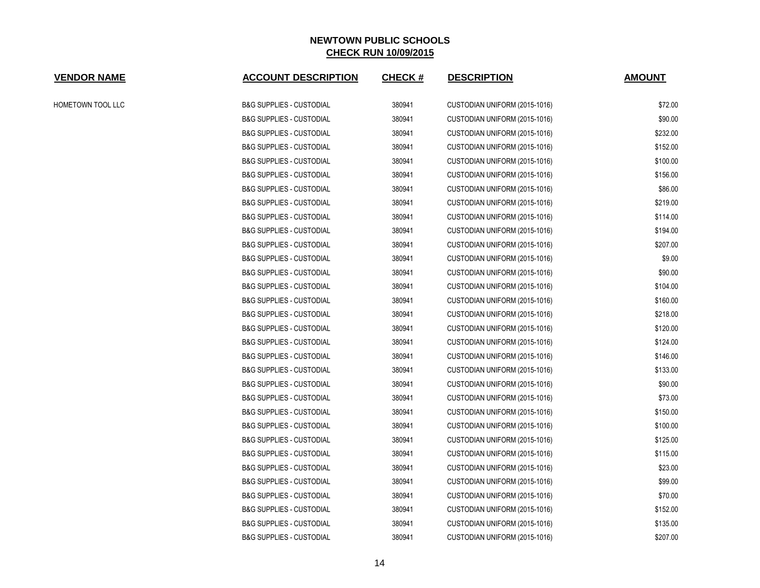## NEWTOWN PUBLIC SCHOOLS
## CHECK RUN 10/09/2015

| VENDOR NAME | ACCOUNT DESCRIPTION | CHECK # | DESCRIPTION | AMOUNT |
|---|---|---|---|---|
| HOMETOWN TOOL LLC | B&G SUPPLIES - CUSTODIAL | 380941 | CUSTODIAN UNIFORM (2015-1016) | $72.00 |
| | B&G SUPPLIES - CUSTODIAL | 380941 | CUSTODIAN UNIFORM (2015-1016) | $90.00 |
| | B&G SUPPLIES - CUSTODIAL | 380941 | CUSTODIAN UNIFORM (2015-1016) | $232.00 |
| | B&G SUPPLIES - CUSTODIAL | 380941 | CUSTODIAN UNIFORM (2015-1016) | $152.00 |
| | B&G SUPPLIES - CUSTODIAL | 380941 | CUSTODIAN UNIFORM (2015-1016) | $100.00 |
| | B&G SUPPLIES - CUSTODIAL | 380941 | CUSTODIAN UNIFORM (2015-1016) | $156.00 |
| | B&G SUPPLIES - CUSTODIAL | 380941 | CUSTODIAN UNIFORM (2015-1016) | $86.00 |
| | B&G SUPPLIES - CUSTODIAL | 380941 | CUSTODIAN UNIFORM (2015-1016) | $219.00 |
| | B&G SUPPLIES - CUSTODIAL | 380941 | CUSTODIAN UNIFORM (2015-1016) | $114.00 |
| | B&G SUPPLIES - CUSTODIAL | 380941 | CUSTODIAN UNIFORM (2015-1016) | $194.00 |
| | B&G SUPPLIES - CUSTODIAL | 380941 | CUSTODIAN UNIFORM (2015-1016) | $207.00 |
| | B&G SUPPLIES - CUSTODIAL | 380941 | CUSTODIAN UNIFORM (2015-1016) | $9.00 |
| | B&G SUPPLIES - CUSTODIAL | 380941 | CUSTODIAN UNIFORM (2015-1016) | $90.00 |
| | B&G SUPPLIES - CUSTODIAL | 380941 | CUSTODIAN UNIFORM (2015-1016) | $104.00 |
| | B&G SUPPLIES - CUSTODIAL | 380941 | CUSTODIAN UNIFORM (2015-1016) | $160.00 |
| | B&G SUPPLIES - CUSTODIAL | 380941 | CUSTODIAN UNIFORM (2015-1016) | $218.00 |
| | B&G SUPPLIES - CUSTODIAL | 380941 | CUSTODIAN UNIFORM (2015-1016) | $120.00 |
| | B&G SUPPLIES - CUSTODIAL | 380941 | CUSTODIAN UNIFORM (2015-1016) | $124.00 |
| | B&G SUPPLIES - CUSTODIAL | 380941 | CUSTODIAN UNIFORM (2015-1016) | $146.00 |
| | B&G SUPPLIES - CUSTODIAL | 380941 | CUSTODIAN UNIFORM (2015-1016) | $133.00 |
| | B&G SUPPLIES - CUSTODIAL | 380941 | CUSTODIAN UNIFORM (2015-1016) | $90.00 |
| | B&G SUPPLIES - CUSTODIAL | 380941 | CUSTODIAN UNIFORM (2015-1016) | $73.00 |
| | B&G SUPPLIES - CUSTODIAL | 380941 | CUSTODIAN UNIFORM (2015-1016) | $150.00 |
| | B&G SUPPLIES - CUSTODIAL | 380941 | CUSTODIAN UNIFORM (2015-1016) | $100.00 |
| | B&G SUPPLIES - CUSTODIAL | 380941 | CUSTODIAN UNIFORM (2015-1016) | $125.00 |
| | B&G SUPPLIES - CUSTODIAL | 380941 | CUSTODIAN UNIFORM (2015-1016) | $115.00 |
| | B&G SUPPLIES - CUSTODIAL | 380941 | CUSTODIAN UNIFORM (2015-1016) | $23.00 |
| | B&G SUPPLIES - CUSTODIAL | 380941 | CUSTODIAN UNIFORM (2015-1016) | $99.00 |
| | B&G SUPPLIES - CUSTODIAL | 380941 | CUSTODIAN UNIFORM (2015-1016) | $70.00 |
| | B&G SUPPLIES - CUSTODIAL | 380941 | CUSTODIAN UNIFORM (2015-1016) | $152.00 |
| | B&G SUPPLIES - CUSTODIAL | 380941 | CUSTODIAN UNIFORM (2015-1016) | $135.00 |
| | B&G SUPPLIES - CUSTODIAL | 380941 | CUSTODIAN UNIFORM (2015-1016) | $207.00 |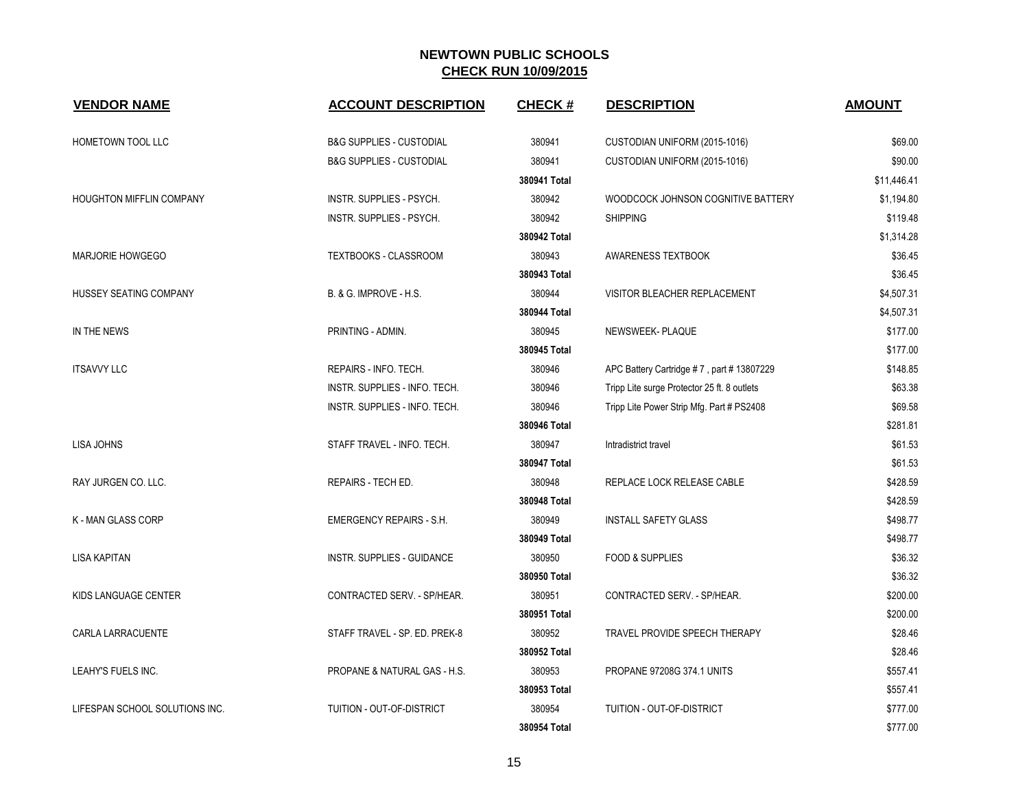## NEWTOWN PUBLIC SCHOOLS
## CHECK RUN 10/09/2015

| VENDOR NAME | ACCOUNT DESCRIPTION | CHECK # | DESCRIPTION | AMOUNT |
|---|---|---|---|---|
| HOMETOWN TOOL LLC | B&G SUPPLIES - CUSTODIAL | 380941 | CUSTODIAN UNIFORM (2015-1016) | $69.00 |
| | B&G SUPPLIES - CUSTODIAL | 380941 | CUSTODIAN UNIFORM (2015-1016) | $90.00 |
| | | **380941 Total** | | $11,446.41 |
| HOUGHTON MIFFLIN COMPANY | INSTR. SUPPLIES - PSYCH. | 380942 | WOODCOCK JOHNSON COGNITIVE BATTERY | $1,194.80 |
| | INSTR. SUPPLIES - PSYCH. | 380942 | SHIPPING | $119.48 |
| | | **380942 Total** | | $1,314.28 |
| MARJORIE HOWGEGO | TEXTBOOKS - CLASSROOM | 380943 | AWARENESS TEXTBOOK | $36.45 |
| | | **380943 Total** | | $36.45 |
| HUSSEY SEATING COMPANY | B. & G. IMPROVE - H.S. | 380944 | VISITOR BLEACHER REPLACEMENT | $4,507.31 |
| | | **380944 Total** | | $4,507.31 |
| IN THE NEWS | PRINTING - ADMIN. | 380945 | NEWSWEEK- PLAQUE | $177.00 |
| | | **380945 Total** | | $177.00 |
| ITSAVVY LLC | REPAIRS - INFO. TECH. | 380946 | APC Battery Cartridge # 7 , part # 13807229 | $148.85 |
| | INSTR. SUPPLIES - INFO. TECH. | 380946 | Tripp Lite surge Protector 25 ft. 8 outlets | $63.38 |
| | INSTR. SUPPLIES - INFO. TECH. | 380946 | Tripp Lite Power Strip Mfg. Part # PS2408 | $69.58 |
| | | **380946 Total** | | $281.81 |
| LISA JOHNS | STAFF TRAVEL - INFO. TECH. | 380947 | Intradistrict travel | $61.53 |
| | | **380947 Total** | | $61.53 |
| RAY JURGEN CO. LLC. | REPAIRS - TECH ED. | 380948 | REPLACE LOCK RELEASE CABLE | $428.59 |
| | | **380948 Total** | | $428.59 |
| K - MAN GLASS CORP | EMERGENCY REPAIRS - S.H. | 380949 | INSTALL SAFETY GLASS | $498.77 |
| | | **380949 Total** | | $498.77 |
| LISA KAPITAN | INSTR. SUPPLIES - GUIDANCE | 380950 | FOOD & SUPPLIES | $36.32 |
| | | **380950 Total** | | $36.32 |
| KIDS LANGUAGE CENTER | CONTRACTED SERV. - SP/HEAR. | 380951 | CONTRACTED SERV. - SP/HEAR. | $200.00 |
| | | **380951 Total** | | $200.00 |
| CARLA LARRACUENTE | STAFF TRAVEL - SP. ED. PREK-8 | 380952 | TRAVEL PROVIDE SPEECH THERAPY | $28.46 |
| | | **380952 Total** | | $28.46 |
| LEAHY'S FUELS INC. | PROPANE & NATURAL GAS - H.S. | 380953 | PROPANE 97208G 374.1 UNITS | $557.41 |
| | | **380953 Total** | | $557.41 |
| LIFESPAN SCHOOL SOLUTIONS INC. | TUITION - OUT-OF-DISTRICT | 380954 | TUITION - OUT-OF-DISTRICT | $777.00 |
| | | **380954 Total** | | $777.00 |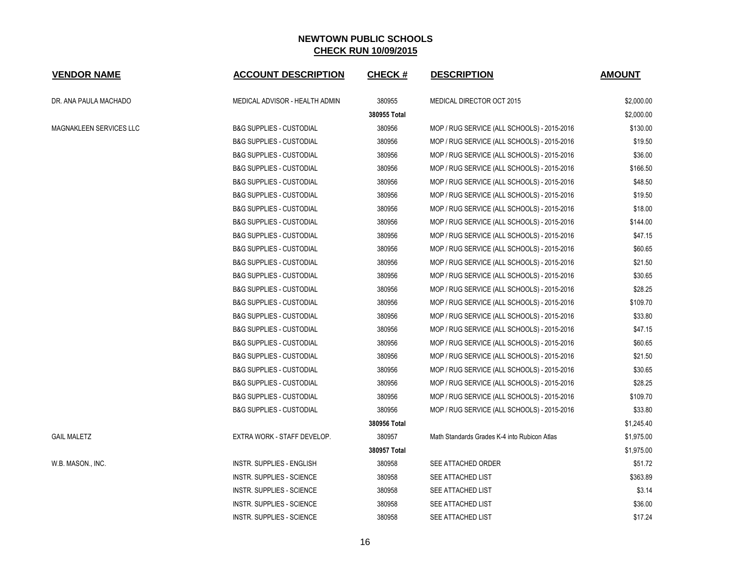## NEWTOWN PUBLIC SCHOOLS
## CHECK RUN 10/09/2015

| VENDOR NAME | ACCOUNT DESCRIPTION | CHECK # | DESCRIPTION | AMOUNT |
|---|---|---|---|---|
| DR. ANA PAULA MACHADO | MEDICAL ADVISOR - HEALTH ADMIN | 380955 | MEDICAL DIRECTOR OCT 2015 | $2,000.00 |
| | | **380955 Total** | | $2,000.00 |
| MAGNAKLEEN SERVICES LLC | B&G SUPPLIES - CUSTODIAL | 380956 | MOP / RUG SERVICE (ALL SCHOOLS) - 2015-2016 | $130.00 |
| | B&G SUPPLIES - CUSTODIAL | 380956 | MOP / RUG SERVICE (ALL SCHOOLS) - 2015-2016 | $19.50 |
| | B&G SUPPLIES - CUSTODIAL | 380956 | MOP / RUG SERVICE (ALL SCHOOLS) - 2015-2016 | $36.00 |
| | B&G SUPPLIES - CUSTODIAL | 380956 | MOP / RUG SERVICE (ALL SCHOOLS) - 2015-2016 | $166.50 |
| | B&G SUPPLIES - CUSTODIAL | 380956 | MOP / RUG SERVICE (ALL SCHOOLS) - 2015-2016 | $48.50 |
| | B&G SUPPLIES - CUSTODIAL | 380956 | MOP / RUG SERVICE (ALL SCHOOLS) - 2015-2016 | $19.50 |
| | B&G SUPPLIES - CUSTODIAL | 380956 | MOP / RUG SERVICE (ALL SCHOOLS) - 2015-2016 | $18.00 |
| | B&G SUPPLIES - CUSTODIAL | 380956 | MOP / RUG SERVICE (ALL SCHOOLS) - 2015-2016 | $144.00 |
| | B&G SUPPLIES - CUSTODIAL | 380956 | MOP / RUG SERVICE (ALL SCHOOLS) - 2015-2016 | $47.15 |
| | B&G SUPPLIES - CUSTODIAL | 380956 | MOP / RUG SERVICE (ALL SCHOOLS) - 2015-2016 | $60.65 |
| | B&G SUPPLIES - CUSTODIAL | 380956 | MOP / RUG SERVICE (ALL SCHOOLS) - 2015-2016 | $21.50 |
| | B&G SUPPLIES - CUSTODIAL | 380956 | MOP / RUG SERVICE (ALL SCHOOLS) - 2015-2016 | $30.65 |
| | B&G SUPPLIES - CUSTODIAL | 380956 | MOP / RUG SERVICE (ALL SCHOOLS) - 2015-2016 | $28.25 |
| | B&G SUPPLIES - CUSTODIAL | 380956 | MOP / RUG SERVICE (ALL SCHOOLS) - 2015-2016 | $109.70 |
| | B&G SUPPLIES - CUSTODIAL | 380956 | MOP / RUG SERVICE (ALL SCHOOLS) - 2015-2016 | $33.80 |
| | B&G SUPPLIES - CUSTODIAL | 380956 | MOP / RUG SERVICE (ALL SCHOOLS) - 2015-2016 | $47.15 |
| | B&G SUPPLIES - CUSTODIAL | 380956 | MOP / RUG SERVICE (ALL SCHOOLS) - 2015-2016 | $60.65 |
| | B&G SUPPLIES - CUSTODIAL | 380956 | MOP / RUG SERVICE (ALL SCHOOLS) - 2015-2016 | $21.50 |
| | B&G SUPPLIES - CUSTODIAL | 380956 | MOP / RUG SERVICE (ALL SCHOOLS) - 2015-2016 | $30.65 |
| | B&G SUPPLIES - CUSTODIAL | 380956 | MOP / RUG SERVICE (ALL SCHOOLS) - 2015-2016 | $28.25 |
| | B&G SUPPLIES - CUSTODIAL | 380956 | MOP / RUG SERVICE (ALL SCHOOLS) - 2015-2016 | $109.70 |
| | B&G SUPPLIES - CUSTODIAL | 380956 | MOP / RUG SERVICE (ALL SCHOOLS) - 2015-2016 | $33.80 |
| | | **380956 Total** | | $1,245.40 |
| GAIL MALETZ | EXTRA WORK - STAFF DEVELOP. | 380957 | Math Standards Grades K-4 into Rubicon Atlas | $1,975.00 |
| | | **380957 Total** | | $1,975.00 |
| W.B. MASON., INC. | INSTR. SUPPLIES - ENGLISH | 380958 | SEE ATTACHED ORDER | $51.72 |
| | INSTR. SUPPLIES - SCIENCE | 380958 | SEE ATTACHED LIST | $363.89 |
| | INSTR. SUPPLIES - SCIENCE | 380958 | SEE ATTACHED LIST | $3.14 |
| | INSTR. SUPPLIES - SCIENCE | 380958 | SEE ATTACHED LIST | $36.00 |
| | INSTR. SUPPLIES - SCIENCE | 380958 | SEE ATTACHED LIST | $17.24 |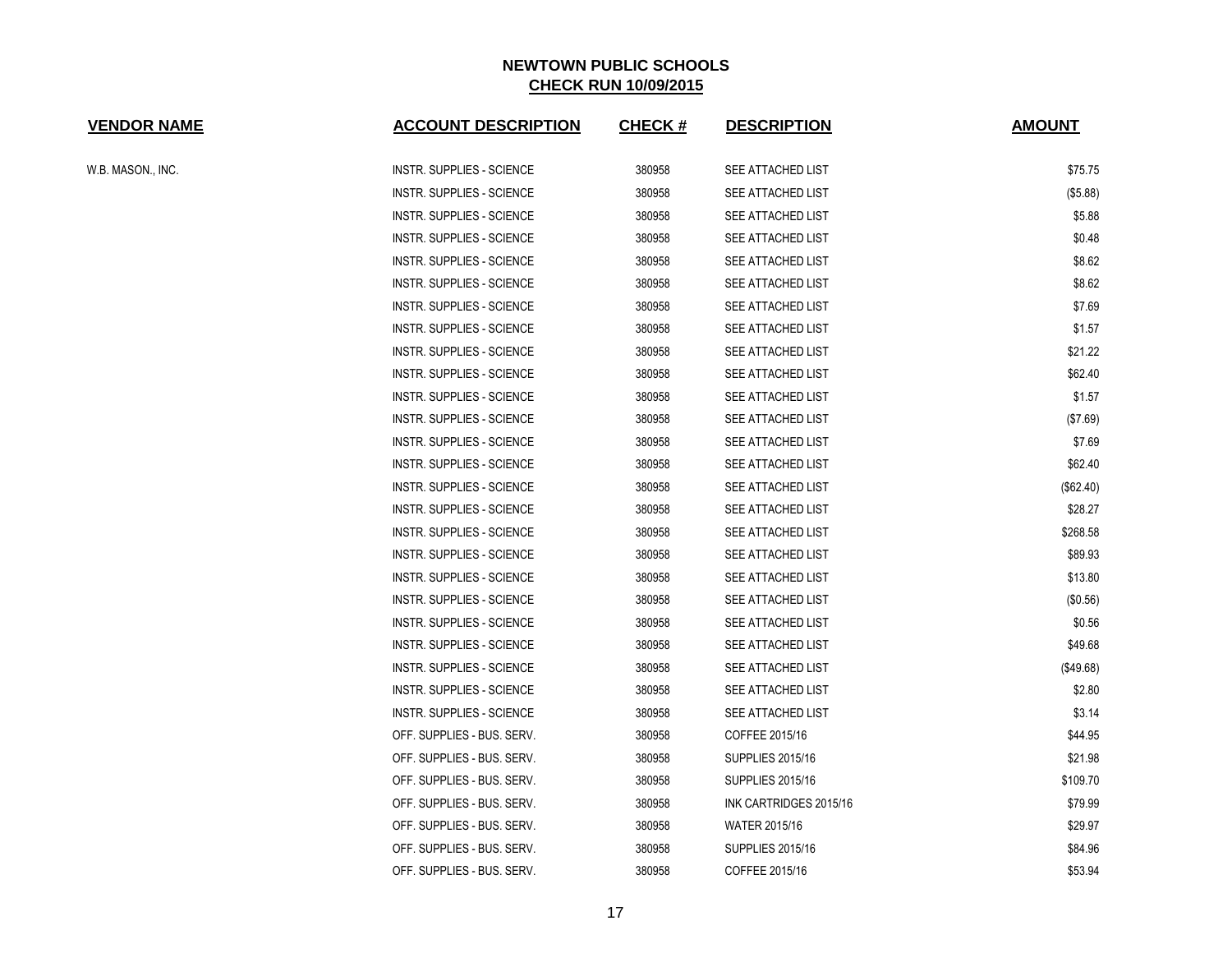## NEWTOWN PUBLIC SCHOOLS
## CHECK RUN 10/09/2015

| VENDOR NAME | ACCOUNT DESCRIPTION | CHECK # | DESCRIPTION | AMOUNT |
|---|---|---|---|---|
| W.B. MASON., INC. | INSTR. SUPPLIES - SCIENCE | 380958 | SEE ATTACHED LIST | $75.75 |
| | INSTR. SUPPLIES - SCIENCE | 380958 | SEE ATTACHED LIST | ($5.88) |
| | INSTR. SUPPLIES - SCIENCE | 380958 | SEE ATTACHED LIST | $5.88 |
| | INSTR. SUPPLIES - SCIENCE | 380958 | SEE ATTACHED LIST | $0.48 |
| | INSTR. SUPPLIES - SCIENCE | 380958 | SEE ATTACHED LIST | $8.62 |
| | INSTR. SUPPLIES - SCIENCE | 380958 | SEE ATTACHED LIST | $8.62 |
| | INSTR. SUPPLIES - SCIENCE | 380958 | SEE ATTACHED LIST | $7.69 |
| | INSTR. SUPPLIES - SCIENCE | 380958 | SEE ATTACHED LIST | $1.57 |
| | INSTR. SUPPLIES - SCIENCE | 380958 | SEE ATTACHED LIST | $21.22 |
| | INSTR. SUPPLIES - SCIENCE | 380958 | SEE ATTACHED LIST | $62.40 |
| | INSTR. SUPPLIES - SCIENCE | 380958 | SEE ATTACHED LIST | $1.57 |
| | INSTR. SUPPLIES - SCIENCE | 380958 | SEE ATTACHED LIST | ($7.69) |
| | INSTR. SUPPLIES - SCIENCE | 380958 | SEE ATTACHED LIST | $7.69 |
| | INSTR. SUPPLIES - SCIENCE | 380958 | SEE ATTACHED LIST | $62.40 |
| | INSTR. SUPPLIES - SCIENCE | 380958 | SEE ATTACHED LIST | ($62.40) |
| | INSTR. SUPPLIES - SCIENCE | 380958 | SEE ATTACHED LIST | $28.27 |
| | INSTR. SUPPLIES - SCIENCE | 380958 | SEE ATTACHED LIST | $268.58 |
| | INSTR. SUPPLIES - SCIENCE | 380958 | SEE ATTACHED LIST | $89.93 |
| | INSTR. SUPPLIES - SCIENCE | 380958 | SEE ATTACHED LIST | $13.80 |
| | INSTR. SUPPLIES - SCIENCE | 380958 | SEE ATTACHED LIST | ($0.56) |
| | INSTR. SUPPLIES - SCIENCE | 380958 | SEE ATTACHED LIST | $0.56 |
| | INSTR. SUPPLIES - SCIENCE | 380958 | SEE ATTACHED LIST | $49.68 |
| | INSTR. SUPPLIES - SCIENCE | 380958 | SEE ATTACHED LIST | ($49.68) |
| | INSTR. SUPPLIES - SCIENCE | 380958 | SEE ATTACHED LIST | $2.80 |
| | INSTR. SUPPLIES - SCIENCE | 380958 | SEE ATTACHED LIST | $3.14 |
| | OFF. SUPPLIES - BUS. SERV. | 380958 | COFFEE 2015/16 | $44.95 |
| | OFF. SUPPLIES - BUS. SERV. | 380958 | SUPPLIES 2015/16 | $21.98 |
| | OFF. SUPPLIES - BUS. SERV. | 380958 | SUPPLIES 2015/16 | $109.70 |
| | OFF. SUPPLIES - BUS. SERV. | 380958 | INK CARTRIDGES 2015/16 | $79.99 |
| | OFF. SUPPLIES - BUS. SERV. | 380958 | WATER 2015/16 | $29.97 |
| | OFF. SUPPLIES - BUS. SERV. | 380958 | SUPPLIES 2015/16 | $84.96 |
| | OFF. SUPPLIES - BUS. SERV. | 380958 | COFFEE 2015/16 | $53.94 |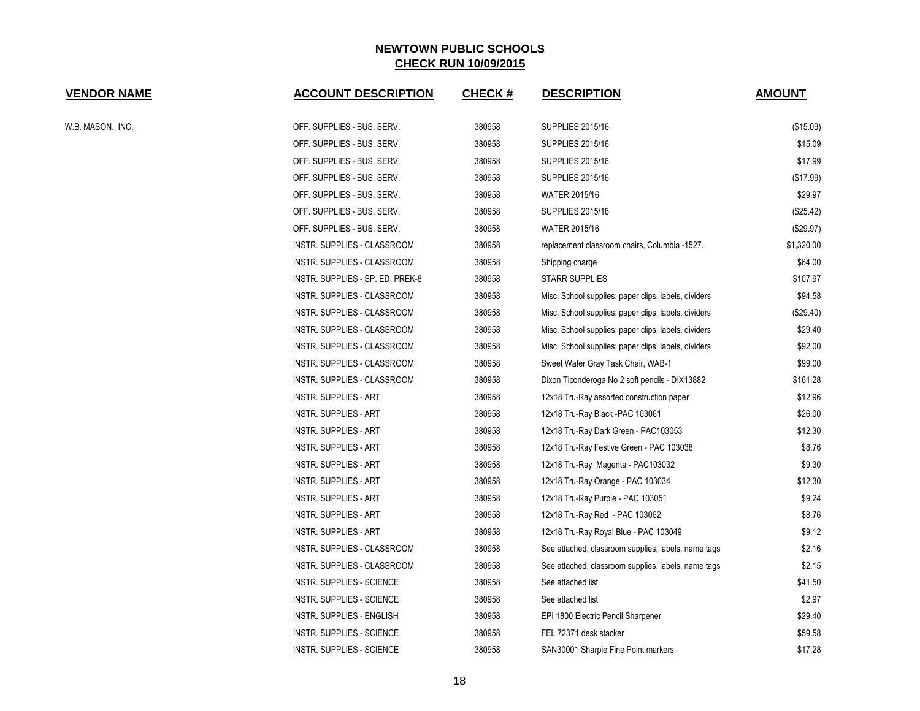# NEWTOWN PUBLIC SCHOOLS
## CHECK RUN 10/09/2015

| VENDOR NAME | ACCOUNT DESCRIPTION | CHECK # | DESCRIPTION | AMOUNT |
|---|---|---|---|---|
| W.B. MASON., INC. | OFF. SUPPLIES - BUS. SERV. | 380958 | SUPPLIES 2015/16 | ($15.09) |
| | OFF. SUPPLIES - BUS. SERV. | 380958 | SUPPLIES 2015/16 | $15.09 |
| | OFF. SUPPLIES - BUS. SERV. | 380958 | SUPPLIES 2015/16 | $17.99 |
| | OFF. SUPPLIES - BUS. SERV. | 380958 | SUPPLIES 2015/16 | ($17.99) |
| | OFF. SUPPLIES - BUS. SERV. | 380958 | WATER 2015/16 | $29.97 |
| | OFF. SUPPLIES - BUS. SERV. | 380958 | SUPPLIES 2015/16 | ($25.42) |
| | OFF. SUPPLIES - BUS. SERV. | 380958 | WATER 2015/16 | ($29.97) |
| | INSTR. SUPPLIES - CLASSROOM | 380958 | replacement classroom chairs, Columbia -1527. | $1,320.00 |
| | INSTR. SUPPLIES - CLASSROOM | 380958 | Shipping charge | $64.00 |
| | INSTR. SUPPLIES - SP. ED. PREK-8 | 380958 | STARR SUPPLIES | $107.97 |
| | INSTR. SUPPLIES - CLASSROOM | 380958 | Misc. School supplies: paper clips, labels, dividers | $94.58 |
| | INSTR. SUPPLIES - CLASSROOM | 380958 | Misc. School supplies: paper clips, labels, dividers | ($29.40) |
| | INSTR. SUPPLIES - CLASSROOM | 380958 | Misc. School supplies: paper clips, labels, dividers | $29.40 |
| | INSTR. SUPPLIES - CLASSROOM | 380958 | Misc. School supplies: paper clips, labels, dividers | $92.00 |
| | INSTR. SUPPLIES - CLASSROOM | 380958 | Sweet Water Gray Task Chair, WAB-1 | $99.00 |
| | INSTR. SUPPLIES - CLASSROOM | 380958 | Dixon Ticonderoga No 2 soft pencils - DIX13882 | $161.28 |
| | INSTR. SUPPLIES - ART | 380958 | 12x18 Tru-Ray assorted construction paper | $12.96 |
| | INSTR. SUPPLIES - ART | 380958 | 12x18 Tru-Ray Black -PAC 103061 | $26.00 |
| | INSTR. SUPPLIES - ART | 380958 | 12x18 Tru-Ray Dark Green - PAC103053 | $12.30 |
| | INSTR. SUPPLIES - ART | 380958 | 12x18 Tru-Ray Festive Green - PAC 103038 | $8.76 |
| | INSTR. SUPPLIES - ART | 380958 | 12x18 Tru-Ray Magenta - PAC103032 | $9.30 |
| | INSTR. SUPPLIES - ART | 380958 | 12x18 Tru-Ray Orange - PAC 103034 | $12.30 |
| | INSTR. SUPPLIES - ART | 380958 | 12x18 Tru-Ray Purple - PAC 103051 | $9.24 |
| | INSTR. SUPPLIES - ART | 380958 | 12x18 Tru-Ray Red - PAC 103062 | $8.76 |
| | INSTR. SUPPLIES - ART | 380958 | 12x18 Tru-Ray Royal Blue - PAC 103049 | $9.12 |
| | INSTR. SUPPLIES - CLASSROOM | 380958 | See attached, classroom supplies, labels, name tags | $2.16 |
| | INSTR. SUPPLIES - CLASSROOM | 380958 | See attached, classroom supplies, labels, name tags | $2.15 |
| | INSTR. SUPPLIES - SCIENCE | 380958 | See attached list | $41.50 |
| | INSTR. SUPPLIES - SCIENCE | 380958 | See attached list | $2.97 |
| | INSTR. SUPPLIES - ENGLISH | 380958 | EPI 1800 Electric Pencil Sharpener | $29.40 |
| | INSTR. SUPPLIES - SCIENCE | 380958 | FEL 72371 desk stacker | $59.58 |
| | INSTR. SUPPLIES - SCIENCE | 380958 | SAN30001 Sharpie Fine Point markers | $17.28 |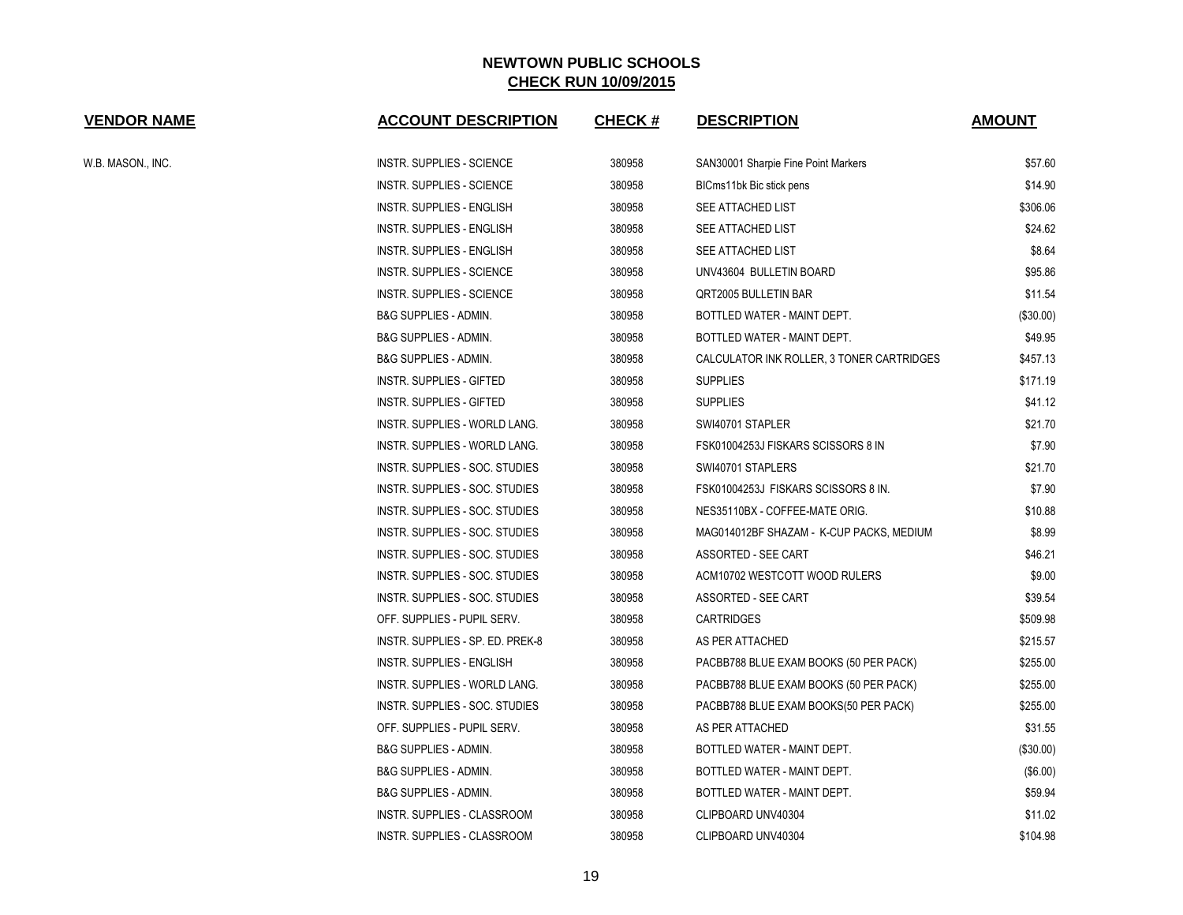## NEWTOWN PUBLIC SCHOOLS
**CHECK RUN 10/09/2015**

| VENDOR NAME | ACCOUNT DESCRIPTION | CHECK # | DESCRIPTION | AMOUNT |
|---|---|---|---|---|
| W.B. MASON., INC. | INSTR. SUPPLIES - SCIENCE | 380958 | SAN30001 Sharpie Fine Point Markers | $57.60 |
| | INSTR. SUPPLIES - SCIENCE | 380958 | BICms11bk Bic stick pens | $14.90 |
| | INSTR. SUPPLIES - ENGLISH | 380958 | SEE ATTACHED LIST | $306.06 |
| | INSTR. SUPPLIES - ENGLISH | 380958 | SEE ATTACHED LIST | $24.62 |
| | INSTR. SUPPLIES - ENGLISH | 380958 | SEE ATTACHED LIST | $8.64 |
| | INSTR. SUPPLIES - SCIENCE | 380958 | UNV43604 BULLETIN BOARD | $95.86 |
| | INSTR. SUPPLIES - SCIENCE | 380958 | QRT2005 BULLETIN BAR | $11.54 |
| | B&G SUPPLIES - ADMIN. | 380958 | BOTTLED WATER - MAINT DEPT. | ($30.00) |
| | B&G SUPPLIES - ADMIN. | 380958 | BOTTLED WATER - MAINT DEPT. | $49.95 |
| | B&G SUPPLIES - ADMIN. | 380958 | CALCULATOR INK ROLLER, 3 TONER CARTRIDGES | $457.13 |
| | INSTR. SUPPLIES - GIFTED | 380958 | SUPPLIES | $171.19 |
| | INSTR. SUPPLIES - GIFTED | 380958 | SUPPLIES | $41.12 |
| | INSTR. SUPPLIES - WORLD LANG. | 380958 | SWI40701 STAPLER | $21.70 |
| | INSTR. SUPPLIES - WORLD LANG. | 380958 | FSK01004253J FISKARS SCISSORS 8 IN | $7.90 |
| | INSTR. SUPPLIES - SOC. STUDIES | 380958 | SWI40701 STAPLERS | $21.70 |
| | INSTR. SUPPLIES - SOC. STUDIES | 380958 | FSK01004253J FISKARS SCISSORS 8 IN. | $7.90 |
| | INSTR. SUPPLIES - SOC. STUDIES | 380958 | NES35110BX - COFFEE-MATE ORIG. | $10.88 |
| | INSTR. SUPPLIES - SOC. STUDIES | 380958 | MAG014012BF SHAZAM - K-CUP PACKS, MEDIUM | $8.99 |
| | INSTR. SUPPLIES - SOC. STUDIES | 380958 | ASSORTED - SEE CART | $46.21 |
| | INSTR. SUPPLIES - SOC. STUDIES | 380958 | ACM10702 WESTCOTT WOOD RULERS | $9.00 |
| | INSTR. SUPPLIES - SOC. STUDIES | 380958 | ASSORTED - SEE CART | $39.54 |
| | OFF. SUPPLIES - PUPIL SERV. | 380958 | CARTRIDGES | $509.98 |
| | INSTR. SUPPLIES - SP. ED. PREK-8 | 380958 | AS PER ATTACHED | $215.57 |
| | INSTR. SUPPLIES - ENGLISH | 380958 | PACBB788 BLUE EXAM BOOKS (50 PER PACK) | $255.00 |
| | INSTR. SUPPLIES - WORLD LANG. | 380958 | PACBB788 BLUE EXAM BOOKS (50 PER PACK) | $255.00 |
| | INSTR. SUPPLIES - SOC. STUDIES | 380958 | PACBB788 BLUE EXAM BOOKS(50 PER PACK) | $255.00 |
| | OFF. SUPPLIES - PUPIL SERV. | 380958 | AS PER ATTACHED | $31.55 |
| | B&G SUPPLIES - ADMIN. | 380958 | BOTTLED WATER - MAINT DEPT. | ($30.00) |
| | B&G SUPPLIES - ADMIN. | 380958 | BOTTLED WATER - MAINT DEPT. | ($6.00) |
| | B&G SUPPLIES - ADMIN. | 380958 | BOTTLED WATER - MAINT DEPT. | $59.94 |
| | INSTR. SUPPLIES - CLASSROOM | 380958 | CLIPBOARD UNV40304 | $11.02 |
| | INSTR. SUPPLIES - CLASSROOM | 380958 | CLIPBOARD UNV40304 | $104.98 |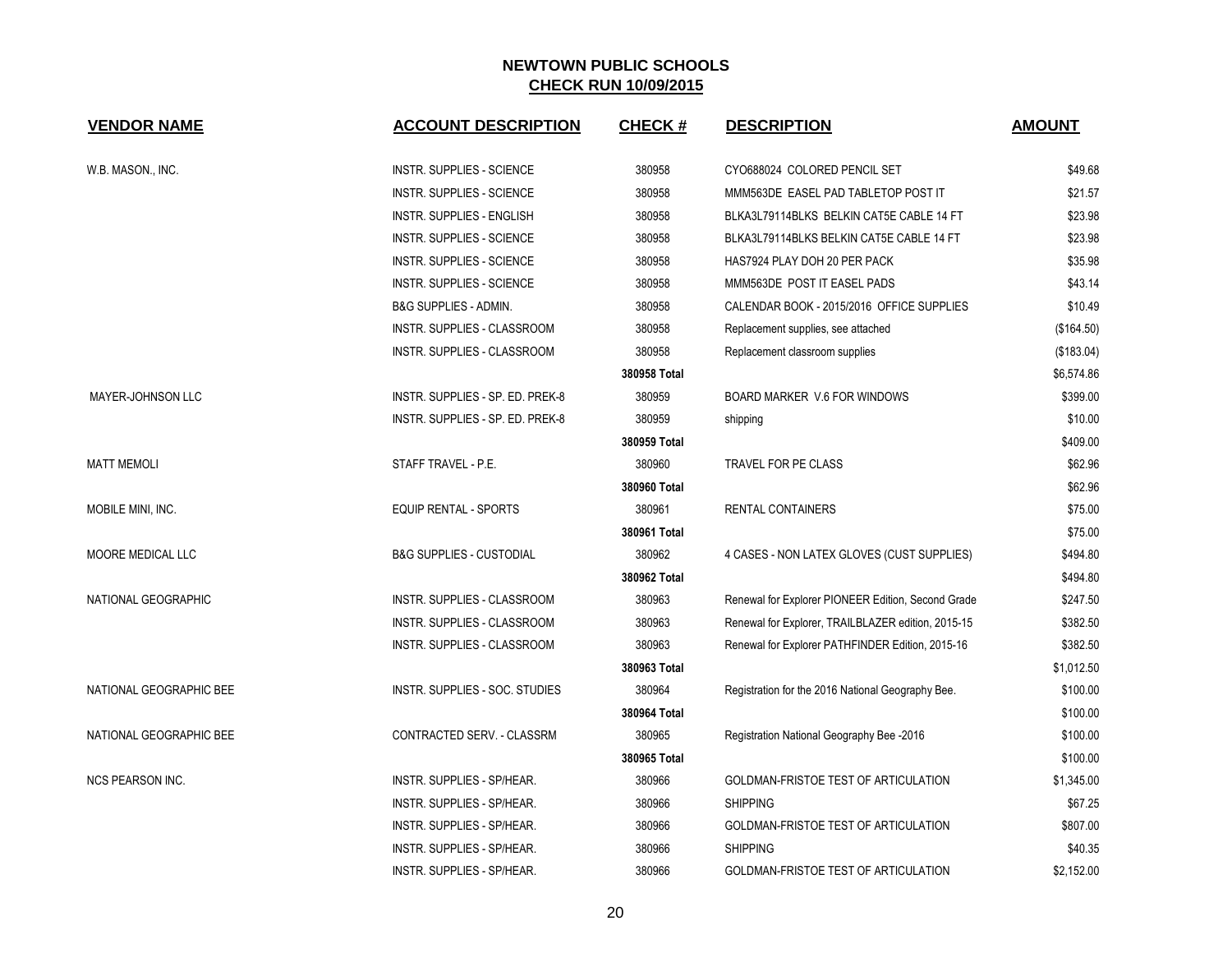# NEWTOWN PUBLIC SCHOOLS

## CHECK RUN 10/09/2015

| VENDOR NAME | ACCOUNT DESCRIPTION | CHECK # | DESCRIPTION | AMOUNT |
|---|---|---|---|---|
| W.B. MASON., INC. | INSTR. SUPPLIES - SCIENCE | 380958 | CYO688024 COLORED PENCIL SET | $49.68 |
| | INSTR. SUPPLIES - SCIENCE | 380958 | MMM563DE EASEL PAD TABLETOP POST IT | $21.57 |
| | INSTR. SUPPLIES - ENGLISH | 380958 | BLKA3L79114BLKS BELKIN CAT5E CABLE 14 FT | $23.98 |
| | INSTR. SUPPLIES - SCIENCE | 380958 | BLKA3L79114BLKS BELKIN CAT5E CABLE 14 FT | $23.98 |
| | INSTR. SUPPLIES - SCIENCE | 380958 | HAS7924 PLAY DOH 20 PER PACK | $35.98 |
| | INSTR. SUPPLIES - SCIENCE | 380958 | MMM563DE POST IT EASEL PADS | $43.14 |
| | B&G SUPPLIES - ADMIN. | 380958 | CALENDAR BOOK - 2015/2016 OFFICE SUPPLIES | $10.49 |
| | INSTR. SUPPLIES - CLASSROOM | 380958 | Replacement supplies, see attached | ($164.50) |
| | INSTR. SUPPLIES - CLASSROOM | 380958 | Replacement classroom supplies | ($183.04) |
| | | **380958 Total** | | $6,574.86 |
| MAYER-JOHNSON LLC | INSTR. SUPPLIES - SP. ED. PREK-8 | 380959 | BOARD MARKER V.6 FOR WINDOWS | $399.00 |
| | INSTR. SUPPLIES - SP. ED. PREK-8 | 380959 | shipping | $10.00 |
| | | **380959 Total** | | $409.00 |
| MATT MEMOLI | STAFF TRAVEL - P.E. | 380960 | TRAVEL FOR PE CLASS | $62.96 |
| | | **380960 Total** | | $62.96 |
| MOBILE MINI, INC. | EQUIP RENTAL - SPORTS | 380961 | RENTAL CONTAINERS | $75.00 |
| | | **380961 Total** | | $75.00 |
| MOORE MEDICAL LLC | B&G SUPPLIES - CUSTODIAL | 380962 | 4 CASES - NON LATEX GLOVES (CUST SUPPLIES) | $494.80 |
| | | **380962 Total** | | $494.80 |
| NATIONAL GEOGRAPHIC | INSTR. SUPPLIES - CLASSROOM | 380963 | Renewal for Explorer PIONEER Edition, Second Grade | $247.50 |
| | INSTR. SUPPLIES - CLASSROOM | 380963 | Renewal for Explorer, TRAILBLAZER edition, 2015-15 | $382.50 |
| | INSTR. SUPPLIES - CLASSROOM | 380963 | Renewal for Explorer PATHFINDER Edition, 2015-16 | $382.50 |
| | | **380963 Total** | | $1,012.50 |
| NATIONAL GEOGRAPHIC BEE | INSTR. SUPPLIES - SOC. STUDIES | 380964 | Registration for the 2016 National Geography Bee. | $100.00 |
| | | **380964 Total** | | $100.00 |
| NATIONAL GEOGRAPHIC BEE | CONTRACTED SERV. - CLASSRM | 380965 | Registration National Geography Bee -2016 | $100.00 |
| | | **380965 Total** | | $100.00 |
| NCS PEARSON INC. | INSTR. SUPPLIES - SP/HEAR. | 380966 | GOLDMAN-FRISTOE TEST OF ARTICULATION | $1,345.00 |
| | INSTR. SUPPLIES - SP/HEAR. | 380966 | SHIPPING | $67.25 |
| | INSTR. SUPPLIES - SP/HEAR. | 380966 | GOLDMAN-FRISTOE TEST OF ARTICULATION | $807.00 |
| | INSTR. SUPPLIES - SP/HEAR. | 380966 | SHIPPING | $40.35 |
| | INSTR. SUPPLIES - SP/HEAR. | 380966 | GOLDMAN-FRISTOE TEST OF ARTICULATION | $2,152.00 |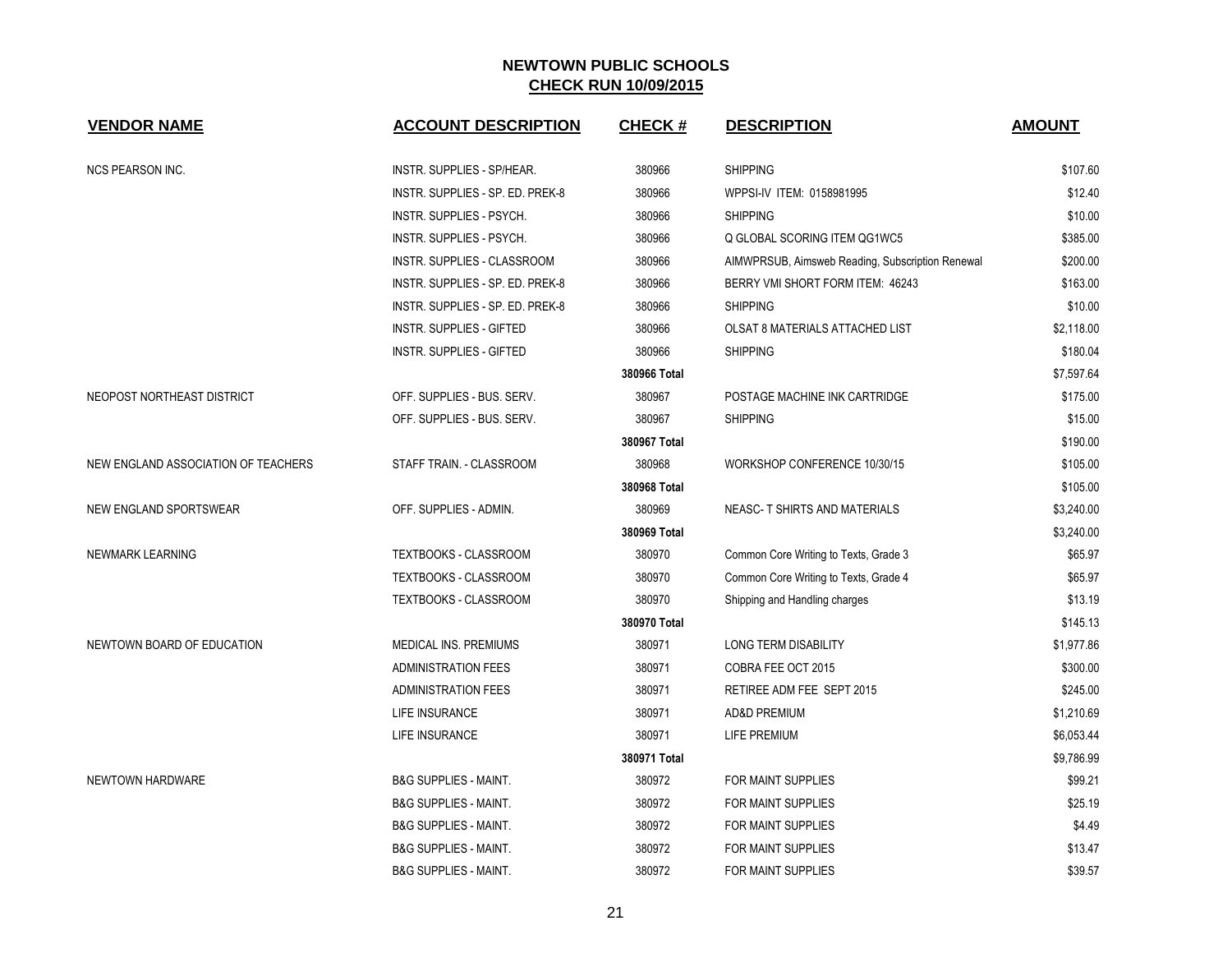# NEWTOWN PUBLIC SCHOOLS

## CHECK RUN 10/09/2015

| VENDOR NAME | ACCOUNT DESCRIPTION | CHECK # | DESCRIPTION | AMOUNT |
|---|---|---|---|---|
| NCS PEARSON INC. | INSTR. SUPPLIES - SP/HEAR. | 380966 | SHIPPING | $107.60 |
| | INSTR. SUPPLIES - SP. ED. PREK-8 | 380966 | WPPSI-IV ITEM: 0158981995 | $12.40 |
| | INSTR. SUPPLIES - PSYCH. | 380966 | SHIPPING | $10.00 |
| | INSTR. SUPPLIES - PSYCH. | 380966 | Q GLOBAL SCORING ITEM QG1WC5 | $385.00 |
| | INSTR. SUPPLIES - CLASSROOM | 380966 | AIMWPRSUB, Aimsweb Reading, Subscription Renewal | $200.00 |
| | INSTR. SUPPLIES - SP. ED. PREK-8 | 380966 | BERRY VMI SHORT FORM ITEM: 46243 | $163.00 |
| | INSTR. SUPPLIES - SP. ED. PREK-8 | 380966 | SHIPPING | $10.00 |
| | INSTR. SUPPLIES - GIFTED | 380966 | OLSAT 8 MATERIALS ATTACHED LIST | $2,118.00 |
| | INSTR. SUPPLIES - GIFTED | 380966 | SHIPPING | $180.04 |
| | | **380966 Total** | | $7,597.64 |
| NEOPOST NORTHEAST DISTRICT | OFF. SUPPLIES - BUS. SERV. | 380967 | POSTAGE MACHINE INK CARTRIDGE | $175.00 |
| | OFF. SUPPLIES - BUS. SERV. | 380967 | SHIPPING | $15.00 |
| | | **380967 Total** | | $190.00 |
| NEW ENGLAND ASSOCIATION OF TEACHERS | STAFF TRAIN. - CLASSROOM | 380968 | WORKSHOP CONFERENCE 10/30/15 | $105.00 |
| | | **380968 Total** | | $105.00 |
| NEW ENGLAND SPORTSWEAR | OFF. SUPPLIES - ADMIN. | 380969 | NEASC- T SHIRTS AND MATERIALS | $3,240.00 |
| | | **380969 Total** | | $3,240.00 |
| NEWMARK LEARNING | TEXTBOOKS - CLASSROOM | 380970 | Common Core Writing to Texts, Grade 3 | $65.97 |
| | TEXTBOOKS - CLASSROOM | 380970 | Common Core Writing to Texts, Grade 4 | $65.97 |
| | TEXTBOOKS - CLASSROOM | 380970 | Shipping and Handling charges | $13.19 |
| | | **380970 Total** | | $145.13 |
| NEWTOWN BOARD OF EDUCATION | MEDICAL INS. PREMIUMS | 380971 | LONG TERM DISABILITY | $1,977.86 |
| | ADMINISTRATION FEES | 380971 | COBRA FEE OCT 2015 | $300.00 |
| | ADMINISTRATION FEES | 380971 | RETIREE ADM FEE SEPT 2015 | $245.00 |
| | LIFE INSURANCE | 380971 | AD&D PREMIUM | $1,210.69 |
| | LIFE INSURANCE | 380971 | LIFE PREMIUM | $6,053.44 |
| | | **380971 Total** | | $9,786.99 |
| NEWTOWN HARDWARE | B&G SUPPLIES - MAINT. | 380972 | FOR MAINT SUPPLIES | $99.21 |
| | B&G SUPPLIES - MAINT. | 380972 | FOR MAINT SUPPLIES | $25.19 |
| | B&G SUPPLIES - MAINT. | 380972 | FOR MAINT SUPPLIES | $4.49 |
| | B&G SUPPLIES - MAINT. | 380972 | FOR MAINT SUPPLIES | $13.47 |
| | B&G SUPPLIES - MAINT. | 380972 | FOR MAINT SUPPLIES | $39.57 |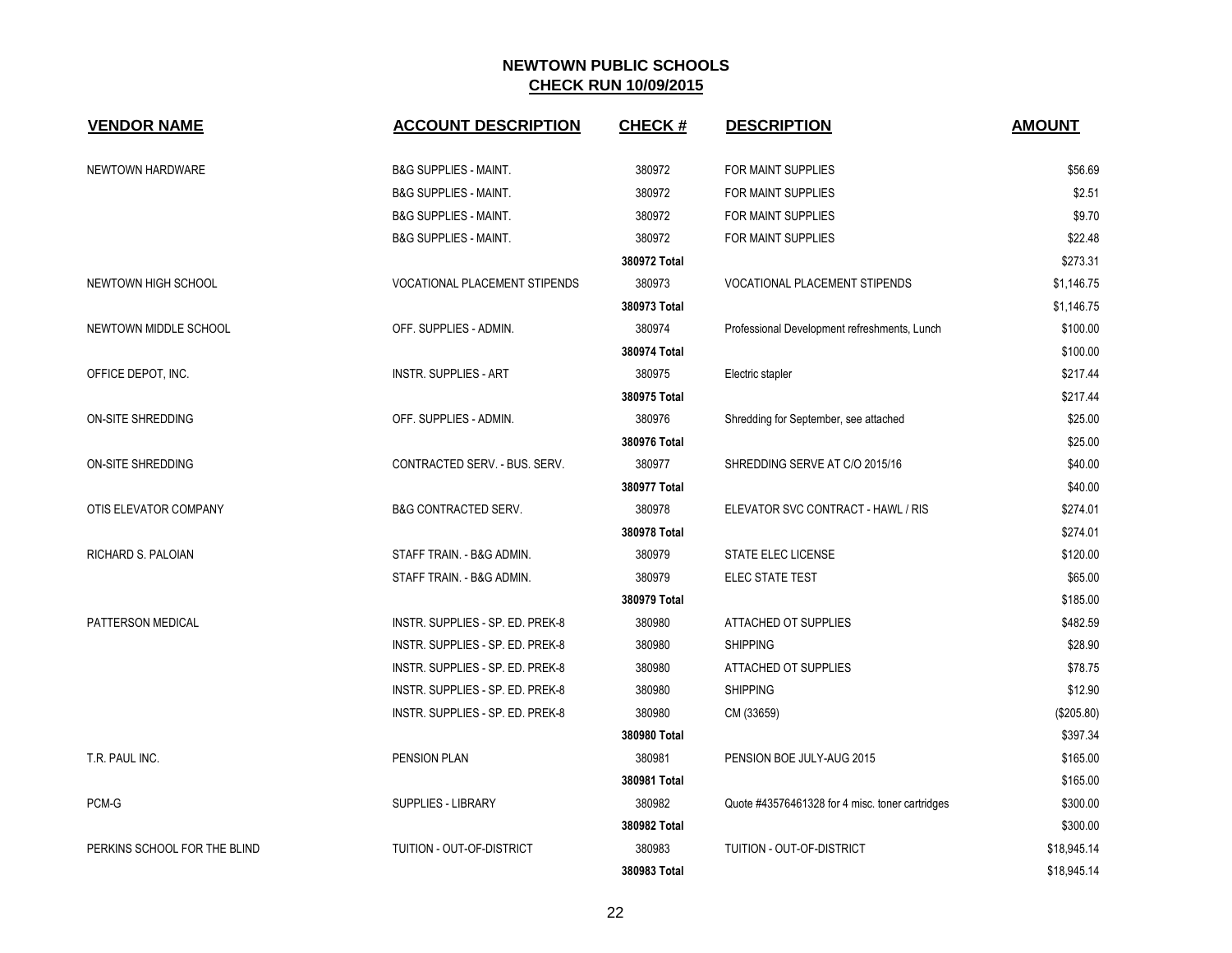# NEWTOWN PUBLIC SCHOOLS

## CHECK RUN 10/09/2015

| VENDOR NAME | ACCOUNT DESCRIPTION | CHECK # | DESCRIPTION | AMOUNT |
|---|---|---|---|---|
| NEWTOWN HARDWARE | B&G SUPPLIES - MAINT. | 380972 | FOR MAINT SUPPLIES | $56.69 |
| | B&G SUPPLIES - MAINT. | 380972 | FOR MAINT SUPPLIES | $2.51 |
| | B&G SUPPLIES - MAINT. | 380972 | FOR MAINT SUPPLIES | $9.70 |
| | B&G SUPPLIES - MAINT. | 380972 | FOR MAINT SUPPLIES | $22.48 |
| | | **380972 Total** | | $273.31 |
| NEWTOWN HIGH SCHOOL | VOCATIONAL PLACEMENT STIPENDS | 380973 | VOCATIONAL PLACEMENT STIPENDS | $1,146.75 |
| | | **380973 Total** | | $1,146.75 |
| NEWTOWN MIDDLE SCHOOL | OFF. SUPPLIES - ADMIN. | 380974 | Professional Development refreshments, Lunch | $100.00 |
| | | **380974 Total** | | $100.00 |
| OFFICE DEPOT, INC. | INSTR. SUPPLIES - ART | 380975 | Electric stapler | $217.44 |
| | | **380975 Total** | | $217.44 |
| ON-SITE SHREDDING | OFF. SUPPLIES - ADMIN. | 380976 | Shredding for September, see attached | $25.00 |
| | | **380976 Total** | | $25.00 |
| ON-SITE SHREDDING | CONTRACTED SERV. - BUS. SERV. | 380977 | SHREDDING SERVE AT C/O 2015/16 | $40.00 |
| | | **380977 Total** | | $40.00 |
| OTIS ELEVATOR COMPANY | B&G CONTRACTED SERV. | 380978 | ELEVATOR SVC CONTRACT - HAWL / RIS | $274.01 |
| | | **380978 Total** | | $274.01 |
| RICHARD S. PALOIAN | STAFF TRAIN. - B&G ADMIN. | 380979 | STATE ELEC LICENSE | $120.00 |
| | STAFF TRAIN. - B&G ADMIN. | 380979 | ELEC STATE TEST | $65.00 |
| | | **380979 Total** | | $185.00 |
| PATTERSON MEDICAL | INSTR. SUPPLIES - SP. ED. PREK-8 | 380980 | ATTACHED OT SUPPLIES | $482.59 |
| | INSTR. SUPPLIES - SP. ED. PREK-8 | 380980 | SHIPPING | $28.90 |
| | INSTR. SUPPLIES - SP. ED. PREK-8 | 380980 | ATTACHED OT SUPPLIES | $78.75 |
| | INSTR. SUPPLIES - SP. ED. PREK-8 | 380980 | SHIPPING | $12.90 |
| | INSTR. SUPPLIES - SP. ED. PREK-8 | 380980 | CM (33659) | ($205.80) |
| | | **380980 Total** | | $397.34 |
| T.R. PAUL INC. | PENSION PLAN | 380981 | PENSION BOE JULY-AUG 2015 | $165.00 |
| | | **380981 Total** | | $165.00 |
| PCM-G | SUPPLIES - LIBRARY | 380982 | Quote #43576461328 for 4 misc. toner cartridges | $300.00 |
| | | **380982 Total** | | $300.00 |
| PERKINS SCHOOL FOR THE BLIND | TUITION - OUT-OF-DISTRICT | 380983 | TUITION - OUT-OF-DISTRICT | $18,945.14 |
| | | **380983 Total** | | $18,945.14 |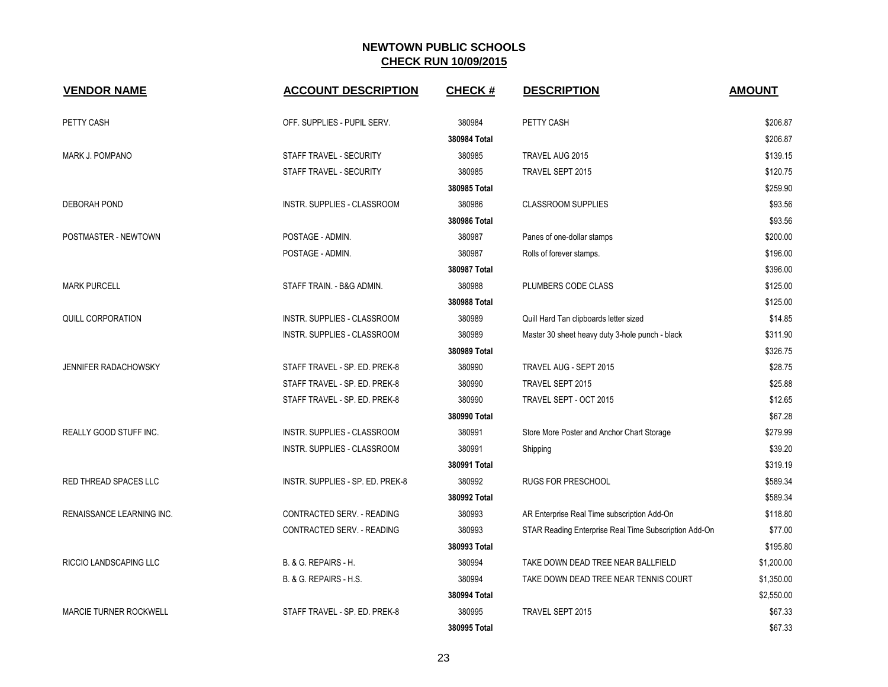# NEWTOWN PUBLIC SCHOOLS

## CHECK RUN 10/09/2015

| VENDOR NAME | ACCOUNT DESCRIPTION | CHECK # | DESCRIPTION | AMOUNT |
|---|---|---|---|---|
| PETTY CASH | OFF. SUPPLIES - PUPIL SERV. | 380984 | PETTY CASH | $206.87 |
| | | **380984 Total** | | $206.87 |
| MARK J. POMPANO | STAFF TRAVEL - SECURITY | 380985 | TRAVEL AUG 2015 | $139.15 |
| | STAFF TRAVEL - SECURITY | 380985 | TRAVEL SEPT 2015 | $120.75 |
| | | **380985 Total** | | $259.90 |
| DEBORAH POND | INSTR. SUPPLIES - CLASSROOM | 380986 | CLASSROOM SUPPLIES | $93.56 |
| | | **380986 Total** | | $93.56 |
| POSTMASTER - NEWTOWN | POSTAGE - ADMIN. | 380987 | Panes of one-dollar stamps | $200.00 |
| | POSTAGE - ADMIN. | 380987 | Rolls of forever stamps. | $196.00 |
| | | **380987 Total** | | $396.00 |
| MARK PURCELL | STAFF TRAIN. - B&G ADMIN. | 380988 | PLUMBERS CODE CLASS | $125.00 |
| | | **380988 Total** | | $125.00 |
| QUILL CORPORATION | INSTR. SUPPLIES - CLASSROOM | 380989 | Quill Hard Tan clipboards letter sized | $14.85 |
| | INSTR. SUPPLIES - CLASSROOM | 380989 | Master 30 sheet heavy duty 3-hole punch - black | $311.90 |
| | | **380989 Total** | | $326.75 |
| JENNIFER RADACHOWSKY | STAFF TRAVEL - SP. ED. PREK-8 | 380990 | TRAVEL AUG - SEPT 2015 | $28.75 |
| | STAFF TRAVEL - SP. ED. PREK-8 | 380990 | TRAVEL SEPT 2015 | $25.88 |
| | STAFF TRAVEL - SP. ED. PREK-8 | 380990 | TRAVEL SEPT - OCT 2015 | $12.65 |
| | | **380990 Total** | | $67.28 |
| REALLY GOOD STUFF INC. | INSTR. SUPPLIES - CLASSROOM | 380991 | Store More Poster and Anchor Chart Storage | $279.99 |
| | INSTR. SUPPLIES - CLASSROOM | 380991 | Shipping | $39.20 |
| | | **380991 Total** | | $319.19 |
| RED THREAD SPACES LLC | INSTR. SUPPLIES - SP. ED. PREK-8 | 380992 | RUGS FOR PRESCHOOL | $589.34 |
| | | **380992 Total** | | $589.34 |
| RENAISSANCE LEARNING INC. | CONTRACTED SERV. - READING | 380993 | AR Enterprise Real Time subscription Add-On | $118.80 |
| | CONTRACTED SERV. - READING | 380993 | STAR Reading Enterprise Real Time Subscription Add-On | $77.00 |
| | | **380993 Total** | | $195.80 |
| RICCIO LANDSCAPING LLC | B. & G. REPAIRS - H. | 380994 | TAKE DOWN DEAD TREE NEAR BALLFIELD | $1,200.00 |
| | B. & G. REPAIRS - H.S. | 380994 | TAKE DOWN DEAD TREE NEAR TENNIS COURT | $1,350.00 |
| | | **380994 Total** | | $2,550.00 |
| MARCIE TURNER ROCKWELL | STAFF TRAVEL - SP. ED. PREK-8 | 380995 | TRAVEL SEPT 2015 | $67.33 |
| | | **380995 Total** | | $67.33 |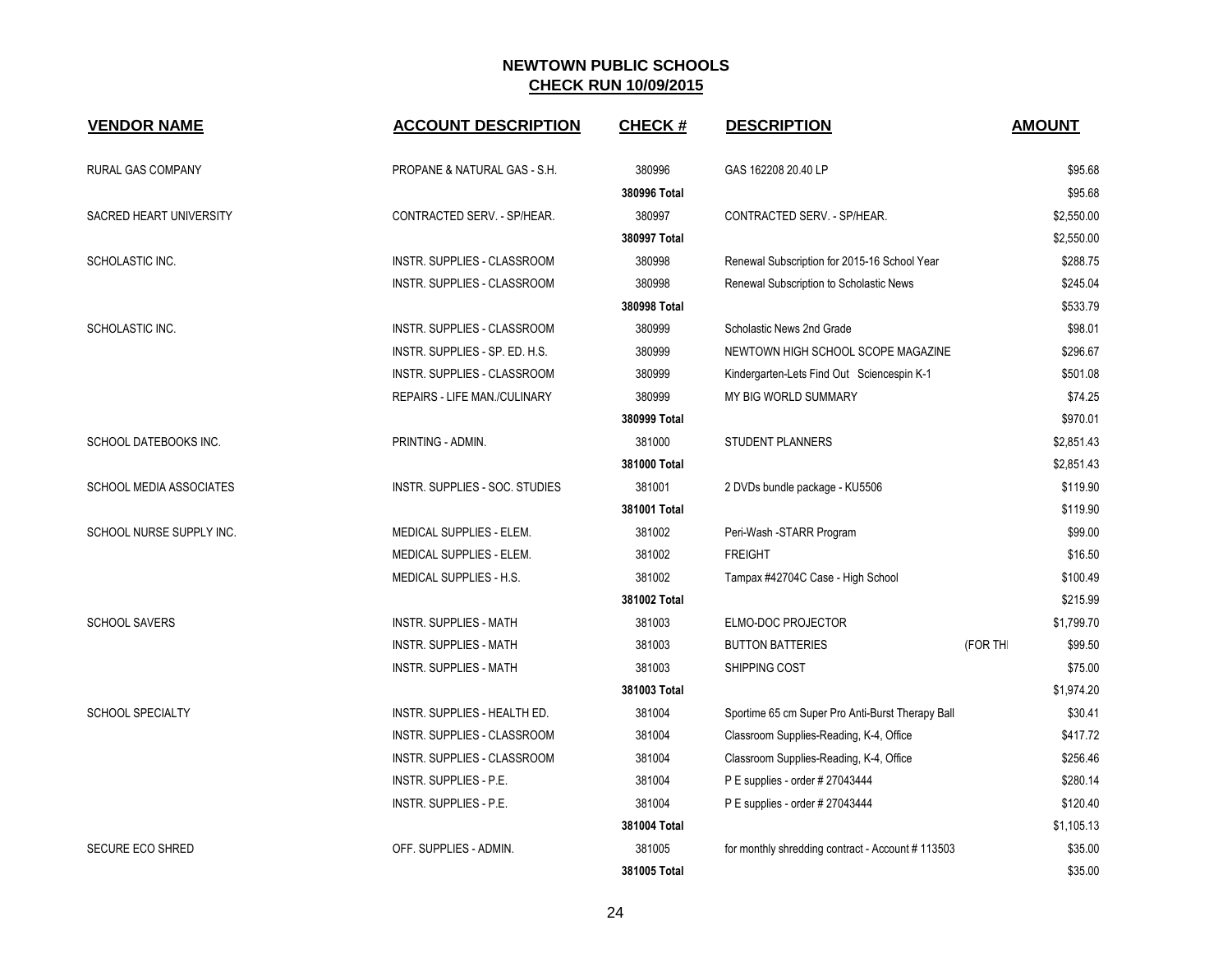# NEWTOWN PUBLIC SCHOOLS
## CHECK RUN 10/09/2015

| VENDOR NAME | ACCOUNT DESCRIPTION | CHECK # | DESCRIPTION | | AMOUNT |
|---|---|---|---|---|---|
| RURAL GAS COMPANY | PROPANE & NATURAL GAS - S.H. | 380996 | GAS 162208 20.40 LP | | $95.68 |
| | | **380996 Total** | | | $95.68 |
| SACRED HEART UNIVERSITY | CONTRACTED SERV. - SP/HEAR. | 380997 | CONTRACTED SERV. - SP/HEAR. | | $2,550.00 |
| | | **380997 Total** | | | $2,550.00 |
| SCHOLASTIC INC. | INSTR. SUPPLIES - CLASSROOM | 380998 | Renewal Subscription for 2015-16 School Year | | $288.75 |
| | INSTR. SUPPLIES - CLASSROOM | 380998 | Renewal Subscription to Scholastic News | | $245.04 |
| | | **380998 Total** | | | $533.79 |
| SCHOLASTIC INC. | INSTR. SUPPLIES - CLASSROOM | 380999 | Scholastic News 2nd Grade | | $98.01 |
| | INSTR. SUPPLIES - SP. ED. H.S. | 380999 | NEWTOWN HIGH SCHOOL SCOPE MAGAZINE | | $296.67 |
| | INSTR. SUPPLIES - CLASSROOM | 380999 | Kindergarten-Lets Find Out Sciencespin K-1 | | $501.08 |
| | REPAIRS - LIFE MAN./CULINARY | 380999 | MY BIG WORLD SUMMARY | | $74.25 |
| | | **380999 Total** | | | $970.01 |
| SCHOOL DATEBOOKS INC. | PRINTING - ADMIN. | 381000 | STUDENT PLANNERS | | $2,851.43 |
| | | **381000 Total** | | | $2,851.43 |
| SCHOOL MEDIA ASSOCIATES | INSTR. SUPPLIES - SOC. STUDIES | 381001 | 2 DVDs bundle package - KU5506 | | $119.90 |
| | | **381001 Total** | | | $119.90 |
| SCHOOL NURSE SUPPLY INC. | MEDICAL SUPPLIES - ELEM. | 381002 | Peri-Wash -STARR Program | | $99.00 |
| | MEDICAL SUPPLIES - ELEM. | 381002 | FREIGHT | | $16.50 |
| | MEDICAL SUPPLIES - H.S. | 381002 | Tampax #42704C Case - High School | | $100.49 |
| | | **381002 Total** | | | $215.99 |
| SCHOOL SAVERS | INSTR. SUPPLIES - MATH | 381003 | ELMO-DOC PROJECTOR | | $1,799.70 |
| | INSTR. SUPPLIES - MATH | 381003 | BUTTON BATTERIES | (FOR TH | $99.50 |
| | INSTR. SUPPLIES - MATH | 381003 | SHIPPING COST | | $75.00 |
| | | **381003 Total** | | | $1,974.20 |
| SCHOOL SPECIALTY | INSTR. SUPPLIES - HEALTH ED. | 381004 | Sportime 65 cm Super Pro Anti-Burst Therapy Ball | | $30.41 |
| | INSTR. SUPPLIES - CLASSROOM | 381004 | Classroom Supplies-Reading, K-4, Office | | $417.72 |
| | INSTR. SUPPLIES - CLASSROOM | 381004 | Classroom Supplies-Reading, K-4, Office | | $256.46 |
| | INSTR. SUPPLIES - P.E. | 381004 | P E supplies - order # 27043444 | | $280.14 |
| | INSTR. SUPPLIES - P.E. | 381004 | P E supplies - order # 27043444 | | $120.40 |
| | | **381004 Total** | | | $1,105.13 |
| SECURE ECO SHRED | OFF. SUPPLIES - ADMIN. | 381005 | for monthly shredding contract - Account # 113503 | | $35.00 |
| | | **381005 Total** | | | $35.00 |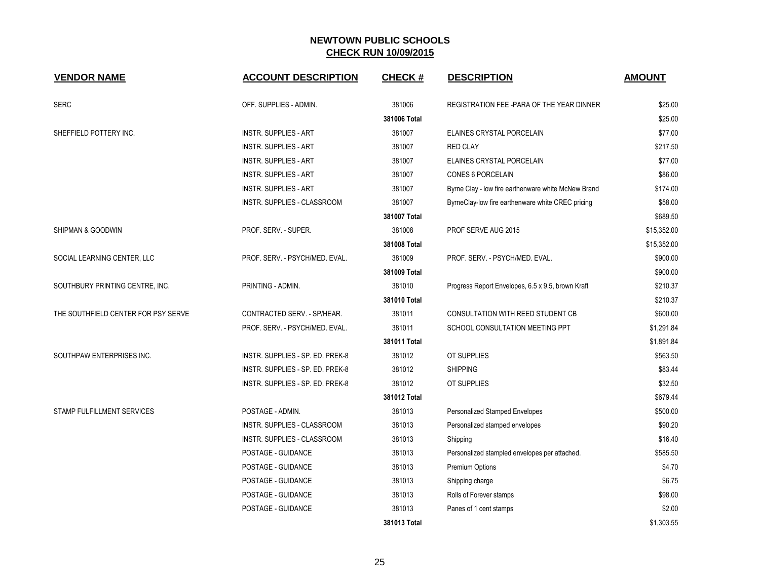# NEWTOWN PUBLIC SCHOOLS

## CHECK RUN 10/09/2015

| VENDOR NAME | ACCOUNT DESCRIPTION | CHECK # | DESCRIPTION | AMOUNT |
|---|---|---|---|---|
| SERC | OFF. SUPPLIES - ADMIN. | 381006 | REGISTRATION FEE -PARA OF THE YEAR DINNER | $25.00 |
| | | **381006 Total** | | $25.00 |
| SHEFFIELD POTTERY INC. | INSTR. SUPPLIES - ART | 381007 | ELAINES CRYSTAL PORCELAIN | $77.00 |
| | INSTR. SUPPLIES - ART | 381007 | RED CLAY | $217.50 |
| | INSTR. SUPPLIES - ART | 381007 | ELAINES CRYSTAL PORCELAIN | $77.00 |
| | INSTR. SUPPLIES - ART | 381007 | CONES 6 PORCELAIN | $86.00 |
| | INSTR. SUPPLIES - ART | 381007 | Byrne Clay - low fire earthenware white McNew Brand | $174.00 |
| | INSTR. SUPPLIES - CLASSROOM | 381007 | ByrneClay-low fire earthenware white CREC pricing | $58.00 |
| | | **381007 Total** | | $689.50 |
| SHIPMAN & GOODWIN | PROF. SERV. - SUPER. | 381008 | PROF SERVE AUG 2015 | $15,352.00 |
| | | **381008 Total** | | $15,352.00 |
| SOCIAL LEARNING CENTER, LLC | PROF. SERV. - PSYCH/MED. EVAL. | 381009 | PROF. SERV. - PSYCH/MED. EVAL. | $900.00 |
| | | **381009 Total** | | $900.00 |
| SOUTHBURY PRINTING CENTRE, INC. | PRINTING - ADMIN. | 381010 | Progress Report Envelopes, 6.5 x 9.5, brown Kraft | $210.37 |
| | | **381010 Total** | | $210.37 |
| THE SOUTHFIELD CENTER FOR PSY SERVE | CONTRACTED SERV. - SP/HEAR. | 381011 | CONSULTATION WITH REED STUDENT CB | $600.00 |
| | PROF. SERV. - PSYCH/MED. EVAL. | 381011 | SCHOOL CONSULTATION MEETING PPT | $1,291.84 |
| | | **381011 Total** | | $1,891.84 |
| SOUTHPAW ENTERPRISES INC. | INSTR. SUPPLIES - SP. ED. PREK-8 | 381012 | OT SUPPLIES | $563.50 |
| | INSTR. SUPPLIES - SP. ED. PREK-8 | 381012 | SHIPPING | $83.44 |
| | INSTR. SUPPLIES - SP. ED. PREK-8 | 381012 | OT SUPPLIES | $32.50 |
| | | **381012 Total** | | $679.44 |
| STAMP FULFILLMENT SERVICES | POSTAGE - ADMIN. | 381013 | Personalized Stamped Envelopes | $500.00 |
| | INSTR. SUPPLIES - CLASSROOM | 381013 | Personalized stamped envelopes | $90.20 |
| | INSTR. SUPPLIES - CLASSROOM | 381013 | Shipping | $16.40 |
| | POSTAGE - GUIDANCE | 381013 | Personalized stampled envelopes per attached. | $585.50 |
| | POSTAGE - GUIDANCE | 381013 | Premium Options | $4.70 |
| | POSTAGE - GUIDANCE | 381013 | Shipping charge | $6.75 |
| | POSTAGE - GUIDANCE | 381013 | Rolls of Forever stamps | $98.00 |
| | POSTAGE - GUIDANCE | 381013 | Panes of 1 cent stamps | $2.00 |
| | | **381013 Total** | | $1,303.55 |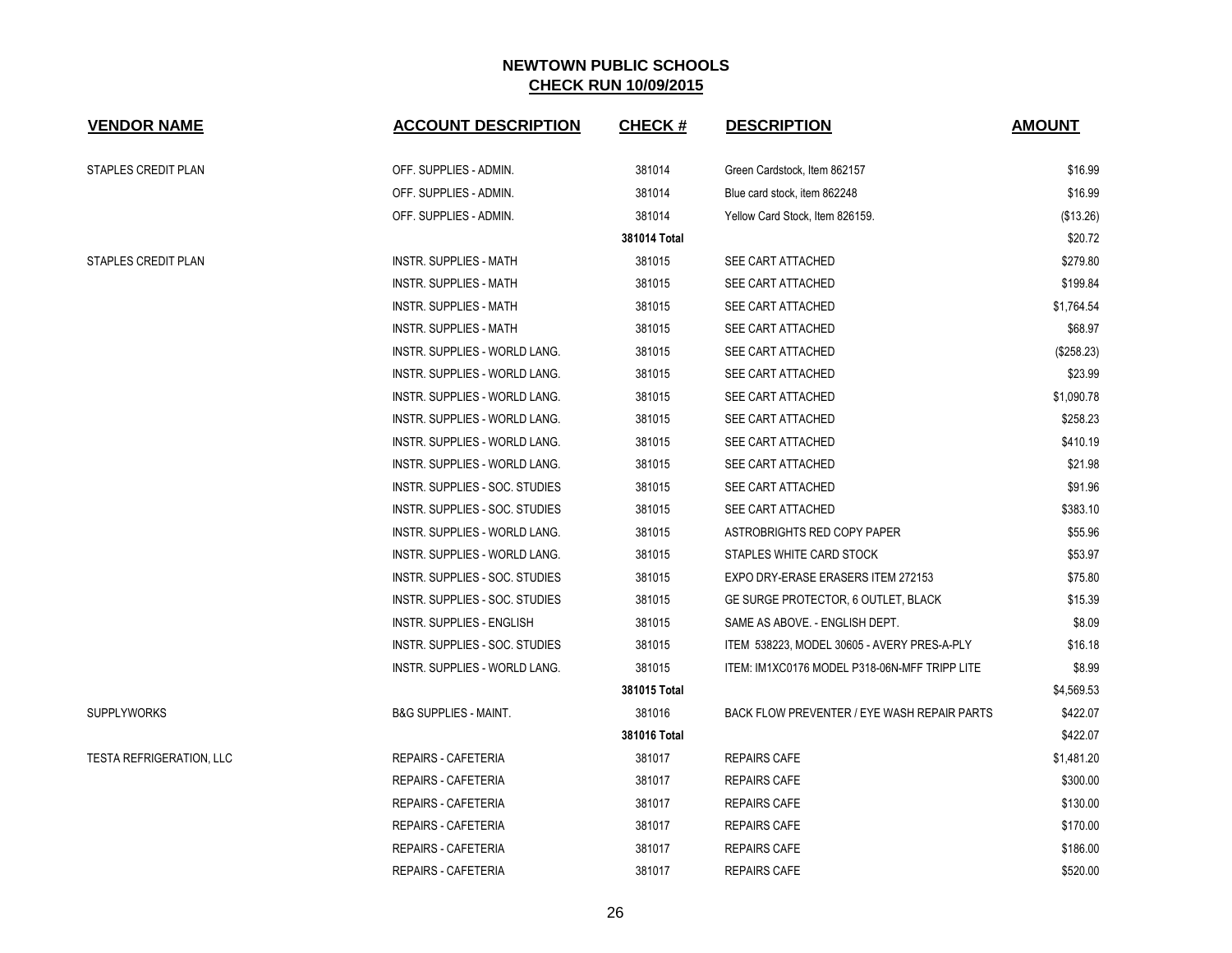## NEWTOWN PUBLIC SCHOOLS
## CHECK RUN 10/09/2015

| VENDOR NAME | ACCOUNT DESCRIPTION | CHECK # | DESCRIPTION | AMOUNT |
|---|---|---|---|---|
| STAPLES CREDIT PLAN | OFF. SUPPLIES - ADMIN. | 381014 | Green Cardstock, Item 862157 | $16.99 |
| | OFF. SUPPLIES - ADMIN. | 381014 | Blue card stock, item 862248 | $16.99 |
| | OFF. SUPPLIES - ADMIN. | 381014 | Yellow Card Stock, Item 826159. | ($13.26) |
| | | **381014 Total** | | $20.72 |
| STAPLES CREDIT PLAN | INSTR. SUPPLIES - MATH | 381015 | SEE CART ATTACHED | $279.80 |
| | INSTR. SUPPLIES - MATH | 381015 | SEE CART ATTACHED | $199.84 |
| | INSTR. SUPPLIES - MATH | 381015 | SEE CART ATTACHED | $1,764.54 |
| | INSTR. SUPPLIES - MATH | 381015 | SEE CART ATTACHED | $68.97 |
| | INSTR. SUPPLIES - WORLD LANG. | 381015 | SEE CART ATTACHED | ($258.23) |
| | INSTR. SUPPLIES - WORLD LANG. | 381015 | SEE CART ATTACHED | $23.99 |
| | INSTR. SUPPLIES - WORLD LANG. | 381015 | SEE CART ATTACHED | $1,090.78 |
| | INSTR. SUPPLIES - WORLD LANG. | 381015 | SEE CART ATTACHED | $258.23 |
| | INSTR. SUPPLIES - WORLD LANG. | 381015 | SEE CART ATTACHED | $410.19 |
| | INSTR. SUPPLIES - WORLD LANG. | 381015 | SEE CART ATTACHED | $21.98 |
| | INSTR. SUPPLIES - SOC. STUDIES | 381015 | SEE CART ATTACHED | $91.96 |
| | INSTR. SUPPLIES - SOC. STUDIES | 381015 | SEE CART ATTACHED | $383.10 |
| | INSTR. SUPPLIES - WORLD LANG. | 381015 | ASTROBRIGHTS RED COPY PAPER | $55.96 |
| | INSTR. SUPPLIES - WORLD LANG. | 381015 | STAPLES WHITE CARD STOCK | $53.97 |
| | INSTR. SUPPLIES - SOC. STUDIES | 381015 | EXPO DRY-ERASE ERASERS ITEM 272153 | $75.80 |
| | INSTR. SUPPLIES - SOC. STUDIES | 381015 | GE SURGE PROTECTOR, 6 OUTLET, BLACK | $15.39 |
| | INSTR. SUPPLIES - ENGLISH | 381015 | SAME AS ABOVE. - ENGLISH DEPT. | $8.09 |
| | INSTR. SUPPLIES - SOC. STUDIES | 381015 | ITEM 538223, MODEL 30605 - AVERY PRES-A-PLY | $16.18 |
| | INSTR. SUPPLIES - WORLD LANG. | 381015 | ITEM: IM1XC0176 MODEL P318-06N-MFF TRIPP LITE | $8.99 |
| | | **381015 Total** | | $4,569.53 |
| SUPPLYWORKS | B&G SUPPLIES - MAINT. | 381016 | BACK FLOW PREVENTER / EYE WASH REPAIR PARTS | $422.07 |
| | | **381016 Total** | | $422.07 |
| TESTA REFRIGERATION, LLC | REPAIRS - CAFETERIA | 381017 | REPAIRS CAFE | $1,481.20 |
| | REPAIRS - CAFETERIA | 381017 | REPAIRS CAFE | $300.00 |
| | REPAIRS - CAFETERIA | 381017 | REPAIRS CAFE | $130.00 |
| | REPAIRS - CAFETERIA | 381017 | REPAIRS CAFE | $170.00 |
| | REPAIRS - CAFETERIA | 381017 | REPAIRS CAFE | $186.00 |
| | REPAIRS - CAFETERIA | 381017 | REPAIRS CAFE | $520.00 |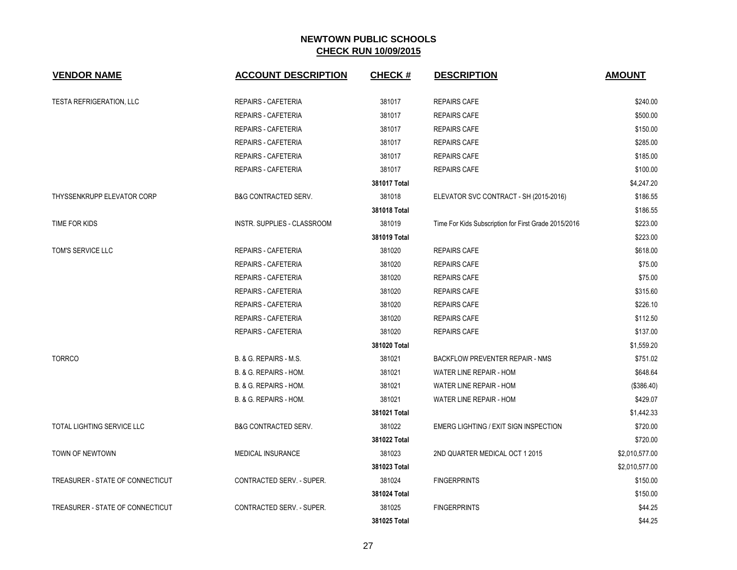# NEWTOWN PUBLIC SCHOOLS

## CHECK RUN 10/09/2015

| VENDOR NAME | ACCOUNT DESCRIPTION | CHECK # | DESCRIPTION | AMOUNT |
|---|---|---|---|---|
| TESTA REFRIGERATION, LLC | REPAIRS - CAFETERIA | 381017 | REPAIRS CAFE | $240.00 |
| | REPAIRS - CAFETERIA | 381017 | REPAIRS CAFE | $500.00 |
| | REPAIRS - CAFETERIA | 381017 | REPAIRS CAFE | $150.00 |
| | REPAIRS - CAFETERIA | 381017 | REPAIRS CAFE | $285.00 |
| | REPAIRS - CAFETERIA | 381017 | REPAIRS CAFE | $185.00 |
| | REPAIRS - CAFETERIA | 381017 | REPAIRS CAFE | $100.00 |
| | | **381017 Total** | | $4,247.20 |
| THYSSENKRUPP ELEVATOR CORP | B&G CONTRACTED SERV. | 381018 | ELEVATOR SVC CONTRACT - SH (2015-2016) | $186.55 |
| | | **381018 Total** | | $186.55 |
| TIME FOR KIDS | INSTR. SUPPLIES - CLASSROOM | 381019 | Time For Kids Subscription for First Grade 2015/2016 | $223.00 |
| | | **381019 Total** | | $223.00 |
| TOM'S SERVICE LLC | REPAIRS - CAFETERIA | 381020 | REPAIRS CAFE | $618.00 |
| | REPAIRS - CAFETERIA | 381020 | REPAIRS CAFE | $75.00 |
| | REPAIRS - CAFETERIA | 381020 | REPAIRS CAFE | $75.00 |
| | REPAIRS - CAFETERIA | 381020 | REPAIRS CAFE | $315.60 |
| | REPAIRS - CAFETERIA | 381020 | REPAIRS CAFE | $226.10 |
| | REPAIRS - CAFETERIA | 381020 | REPAIRS CAFE | $112.50 |
| | REPAIRS - CAFETERIA | 381020 | REPAIRS CAFE | $137.00 |
| | | **381020 Total** | | $1,559.20 |
| TORRCO | B. & G. REPAIRS - M.S. | 381021 | BACKFLOW PREVENTER REPAIR - NMS | $751.02 |
| | B. & G. REPAIRS - HOM. | 381021 | WATER LINE REPAIR - HOM | $648.64 |
| | B. & G. REPAIRS - HOM. | 381021 | WATER LINE REPAIR - HOM | ($386.40) |
| | B. & G. REPAIRS - HOM. | 381021 | WATER LINE REPAIR - HOM | $429.07 |
| | | **381021 Total** | | $1,442.33 |
| TOTAL LIGHTING SERVICE LLC | B&G CONTRACTED SERV. | 381022 | EMERG LIGHTING / EXIT SIGN INSPECTION | $720.00 |
| | | **381022 Total** | | $720.00 |
| TOWN OF NEWTOWN | MEDICAL INSURANCE | 381023 | 2ND QUARTER MEDICAL OCT 1 2015 | $2,010,577.00 |
| | | **381023 Total** | | $2,010,577.00 |
| TREASURER - STATE OF CONNECTICUT | CONTRACTED SERV. - SUPER. | 381024 | FINGERPRINTS | $150.00 |
| | | **381024 Total** | | $150.00 |
| TREASURER - STATE OF CONNECTICUT | CONTRACTED SERV. - SUPER. | 381025 | FINGERPRINTS | $44.25 |
| | | **381025 Total** | | $44.25 |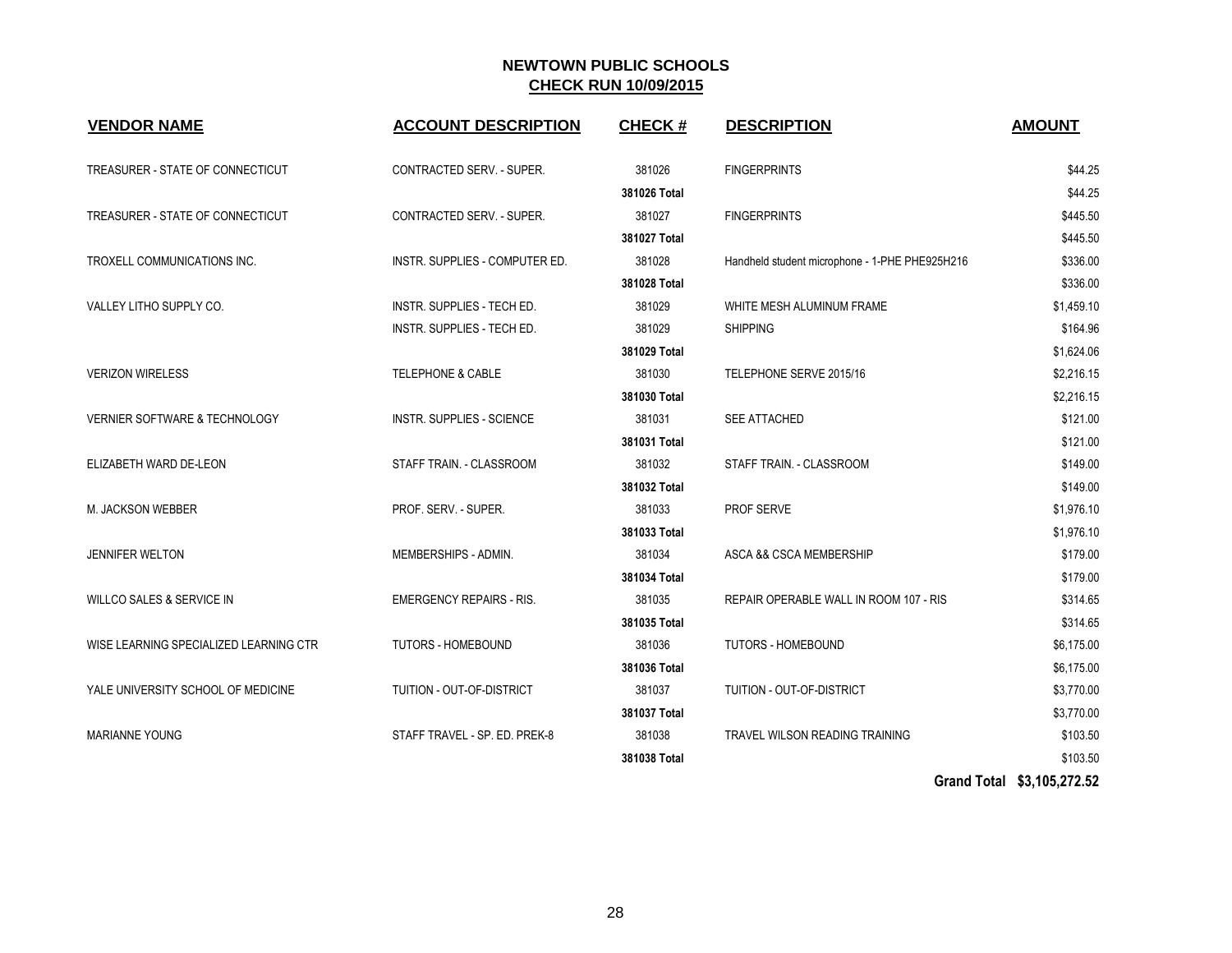## NEWTOWN PUBLIC SCHOOLS
## CHECK RUN 10/09/2015

| VENDOR NAME | ACCOUNT DESCRIPTION | CHECK # | DESCRIPTION | AMOUNT |
|---|---|---|---|---|
| TREASURER - STATE OF CONNECTICUT | CONTRACTED SERV. - SUPER. | 381026 | FINGERPRINTS | $44.25 |
| | | **381026 Total** | | $44.25 |
| TREASURER - STATE OF CONNECTICUT | CONTRACTED SERV. - SUPER. | 381027 | FINGERPRINTS | $445.50 |
| | | **381027 Total** | | $445.50 |
| TROXELL COMMUNICATIONS INC. | INSTR. SUPPLIES - COMPUTER ED. | 381028 | Handheld student microphone - 1-PHE PHE925H216 | $336.00 |
| | | **381028 Total** | | $336.00 |
| VALLEY LITHO SUPPLY CO. | INSTR. SUPPLIES - TECH ED. | 381029 | WHITE MESH ALUMINUM FRAME | $1,459.10 |
| | INSTR. SUPPLIES - TECH ED. | 381029 | SHIPPING | $164.96 |
| | | **381029 Total** | | $1,624.06 |
| VERIZON WIRELESS | TELEPHONE & CABLE | 381030 | TELEPHONE SERVE 2015/16 | $2,216.15 |
| | | **381030 Total** | | $2,216.15 |
| VERNIER SOFTWARE & TECHNOLOGY | INSTR. SUPPLIES - SCIENCE | 381031 | SEE ATTACHED | $121.00 |
| | | **381031 Total** | | $121.00 |
| ELIZABETH WARD DE-LEON | STAFF TRAIN. - CLASSROOM | 381032 | STAFF TRAIN. - CLASSROOM | $149.00 |
| | | **381032 Total** | | $149.00 |
| M. JACKSON WEBBER | PROF. SERV. - SUPER. | 381033 | PROF SERVE | $1,976.10 |
| | | **381033 Total** | | $1,976.10 |
| JENNIFER WELTON | MEMBERSHIPS - ADMIN. | 381034 | ASCA && CSCA MEMBERSHIP | $179.00 |
| | | **381034 Total** | | $179.00 |
| WILLCO SALES & SERVICE IN | EMERGENCY REPAIRS - RIS. | 381035 | REPAIR OPERABLE WALL IN ROOM 107 - RIS | $314.65 |
| | | **381035 Total** | | $314.65 |
| WISE LEARNING SPECIALIZED LEARNING CTR | TUTORS - HOMEBOUND | 381036 | TUTORS - HOMEBOUND | $6,175.00 |
| | | **381036 Total** | | $6,175.00 |
| YALE UNIVERSITY SCHOOL OF MEDICINE | TUITION - OUT-OF-DISTRICT | 381037 | TUITION - OUT-OF-DISTRICT | $3,770.00 |
| | | **381037 Total** | | $3,770.00 |
| MARIANNE YOUNG | STAFF TRAVEL - SP. ED. PREK-8 | 381038 | TRAVEL WILSON READING TRAINING | $103.50 |
| | | **381038 Total** | | $103.50 |
| | | | **Grand Total** | **$3,105,272.52** |